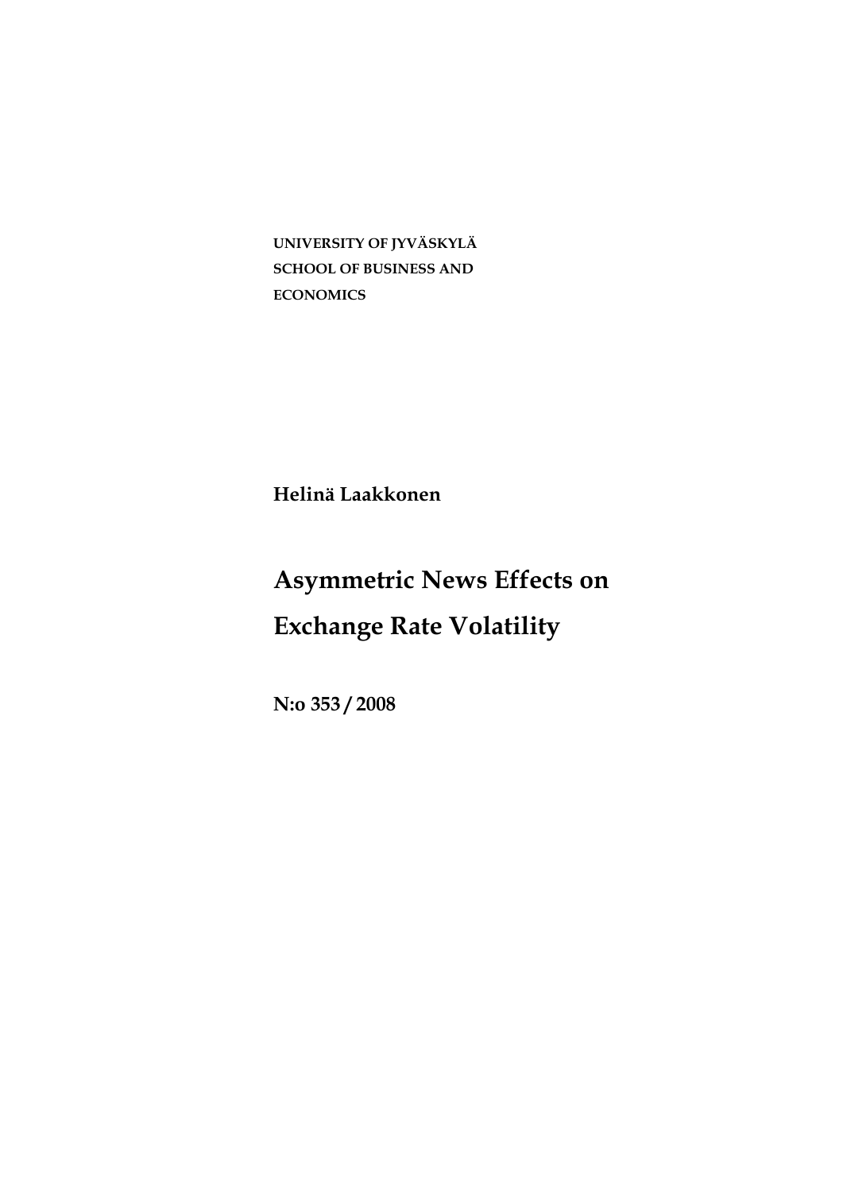**UNIVERSITY OF JYVÄSKYLÄ**
**SCHOOL OF BUSINESS AND**
**ECONOMICS**

**Helinä Laakkonen**

# Asymmetric News Effects on Exchange Rate Volatility

**N:o 353 / 2008**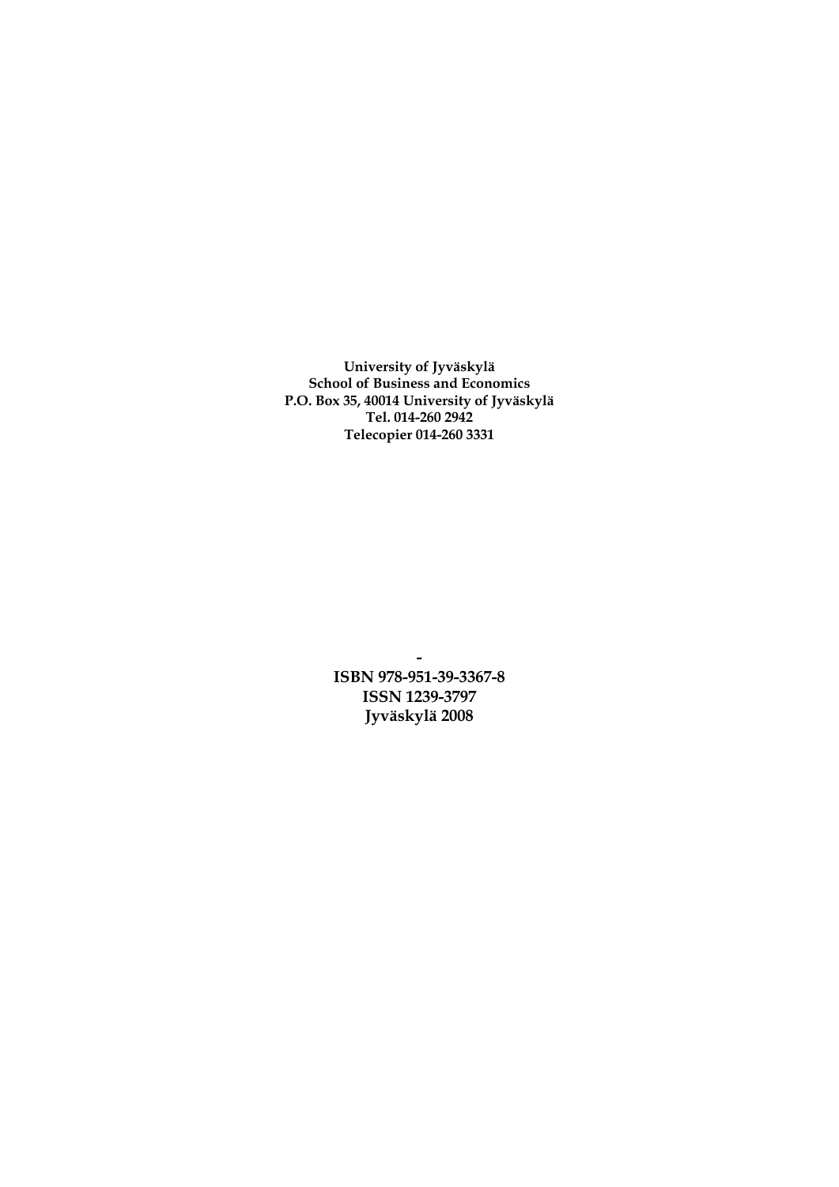**University of Jyväskylä**
**School of Business and Economics**
**P.O. Box 35, 40014 University of Jyväskylä**
**Tel. 014-260 2942**
**Telecopier 014-260 3331**

**-**

**ISBN 978-951-39-3367-8**
**ISSN 1239-3797**
**Jyväskylä 2008**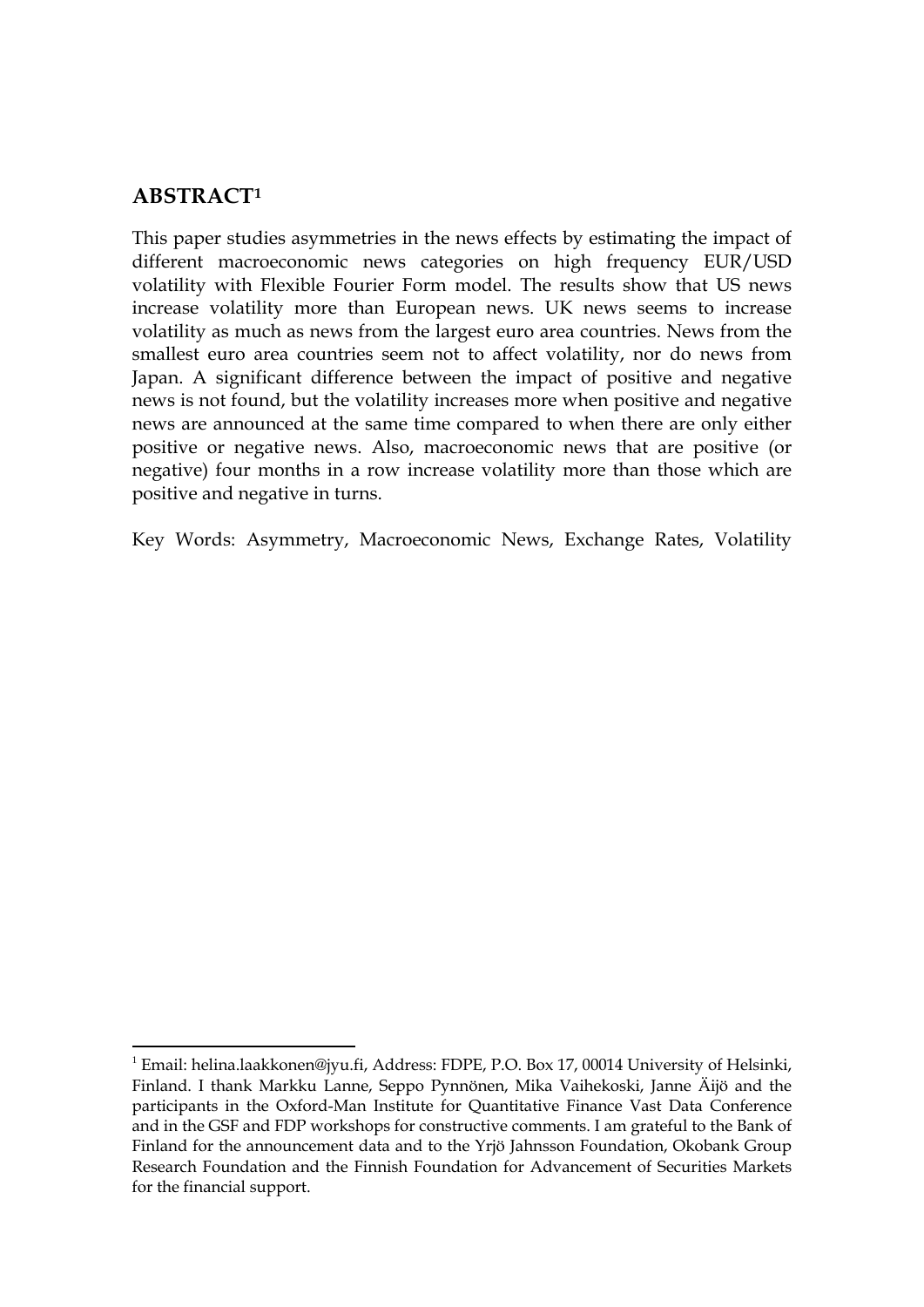## ABSTRACT[1]

This paper studies asymmetries in the news effects by estimating the impact of different macroeconomic news categories on high frequency EUR/USD volatility with Flexible Fourier Form model. The results show that US news increase volatility more than European news. UK news seems to increase volatility as much as news from the largest euro area countries. News from the smallest euro area countries seem not to affect volatility, nor do news from Japan. A significant difference between the impact of positive and negative news is not found, but the volatility increases more when positive and negative news are announced at the same time compared to when there are only either positive or negative news. Also, macroeconomic news that are positive (or negative) four months in a row increase volatility more than those which are positive and negative in turns.

Key Words: Asymmetry, Macroeconomic News, Exchange Rates, Volatility

---

[1] Email: helina.laakkonen@jyu.fi, Address: FDPE, P.O. Box 17, 00014 University of Helsinki, Finland. I thank Markku Lanne, Seppo Pynnönen, Mika Vaihekoski, Janne Äijö and the participants in the Oxford-Man Institute for Quantitative Finance Vast Data Conference and in the GSF and FDP workshops for constructive comments. I am grateful to the Bank of Finland for the announcement data and to the Yrjö Jahnsson Foundation, Okobank Group Research Foundation and the Finnish Foundation for Advancement of Securities Markets for the financial support.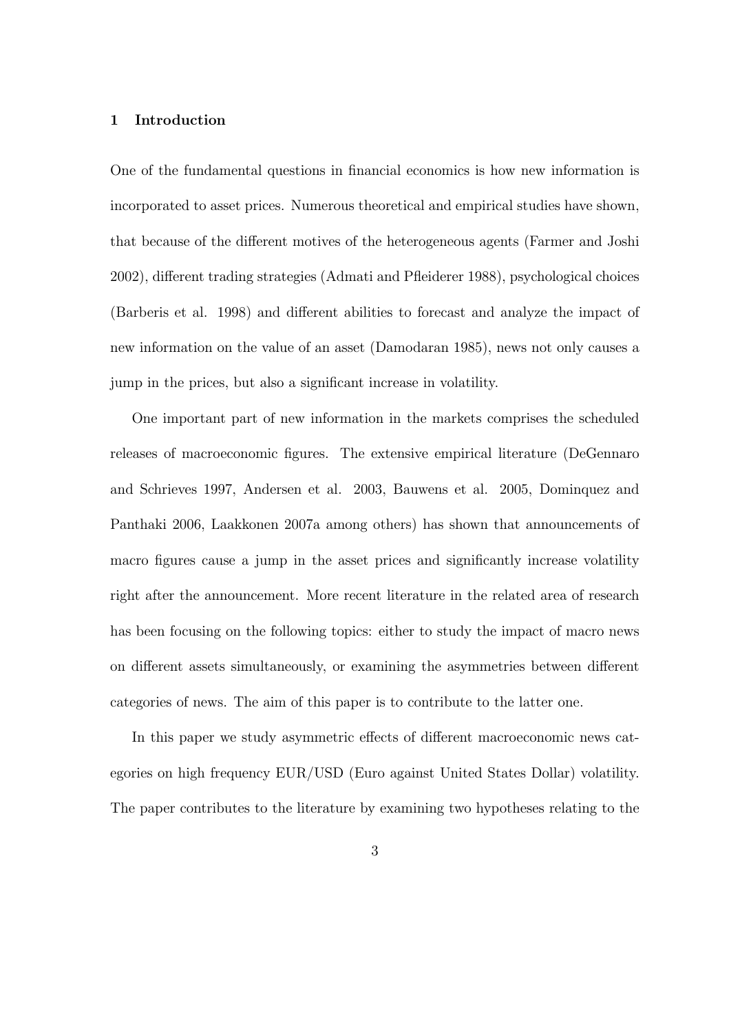## 1 Introduction

One of the fundamental questions in financial economics is how new information is incorporated to asset prices. Numerous theoretical and empirical studies have shown, that because of the different motives of the heterogeneous agents (Farmer and Joshi 2002), different trading strategies (Admati and Pfleiderer 1988), psychological choices (Barberis et al. 1998) and different abilities to forecast and analyze the impact of new information on the value of an asset (Damodaran 1985), news not only causes a jump in the prices, but also a significant increase in volatility.

One important part of new information in the markets comprises the scheduled releases of macroeconomic figures. The extensive empirical literature (DeGennaro and Schrieves 1997, Andersen et al. 2003, Bauwens et al. 2005, Dominquez and Panthaki 2006, Laakkonen 2007a among others) has shown that announcements of macro figures cause a jump in the asset prices and significantly increase volatility right after the announcement. More recent literature in the related area of research has been focusing on the following topics: either to study the impact of macro news on different assets simultaneously, or examining the asymmetries between different categories of news. The aim of this paper is to contribute to the latter one.

In this paper we study asymmetric effects of different macroeconomic news categories on high frequency EUR/USD (Euro against United States Dollar) volatility. The paper contributes to the literature by examining two hypotheses relating to the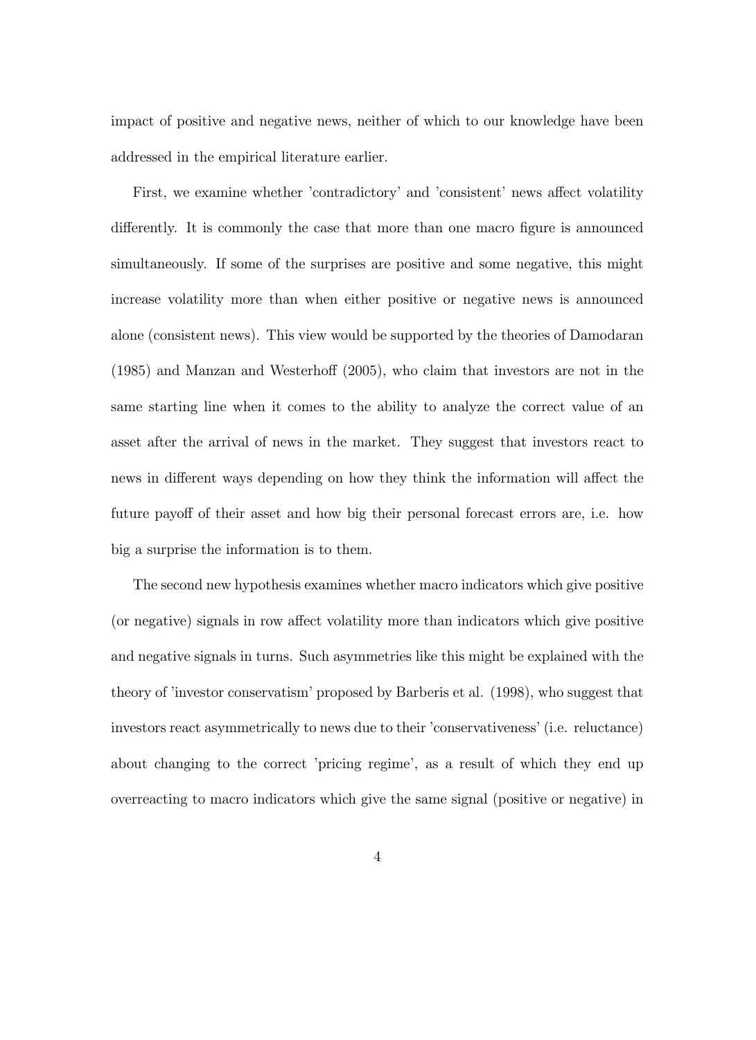impact of positive and negative news, neither of which to our knowledge have been addressed in the empirical literature earlier.

First, we examine whether 'contradictory' and 'consistent' news affect volatility differently. It is commonly the case that more than one macro figure is announced simultaneously. If some of the surprises are positive and some negative, this might increase volatility more than when either positive or negative news is announced alone (consistent news). This view would be supported by the theories of Damodaran (1985) and Manzan and Westerhoff (2005), who claim that investors are not in the same starting line when it comes to the ability to analyze the correct value of an asset after the arrival of news in the market. They suggest that investors react to news in different ways depending on how they think the information will affect the future payoff of their asset and how big their personal forecast errors are, i.e. how big a surprise the information is to them.

The second new hypothesis examines whether macro indicators which give positive (or negative) signals in row affect volatility more than indicators which give positive and negative signals in turns. Such asymmetries like this might be explained with the theory of 'investor conservatism' proposed by Barberis et al. (1998), who suggest that investors react asymmetrically to news due to their 'conservativeness' (i.e. reluctance) about changing to the correct 'pricing regime', as a result of which they end up overreacting to macro indicators which give the same signal (positive or negative) in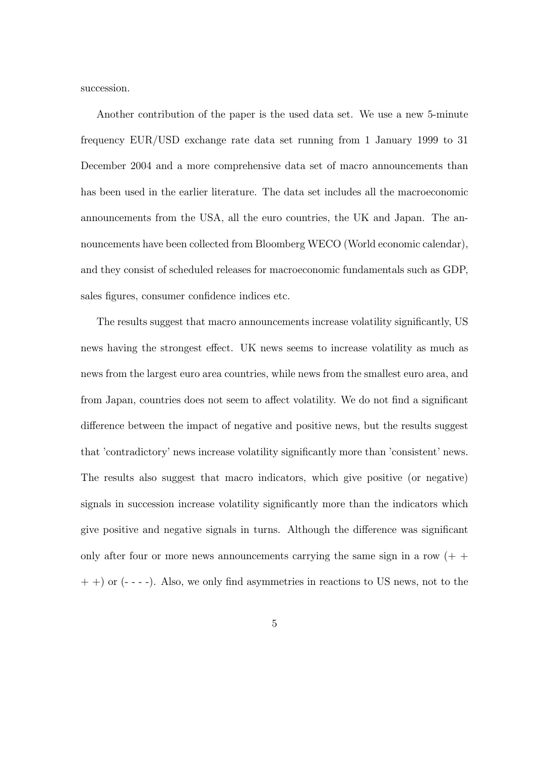succession.

Another contribution of the paper is the used data set. We use a new 5-minute frequency EUR/USD exchange rate data set running from 1 January 1999 to 31 December 2004 and a more comprehensive data set of macro announcements than has been used in the earlier literature. The data set includes all the macroeconomic announcements from the USA, all the euro countries, the UK and Japan. The announcements have been collected from Bloomberg WECO (World economic calendar), and they consist of scheduled releases for macroeconomic fundamentals such as GDP, sales figures, consumer confidence indices etc.

The results suggest that macro announcements increase volatility significantly, US news having the strongest effect. UK news seems to increase volatility as much as news from the largest euro area countries, while news from the smallest euro area, and from Japan, countries does not seem to affect volatility. We do not find a significant difference between the impact of negative and positive news, but the results suggest that 'contradictory' news increase volatility significantly more than 'consistent' news. The results also suggest that macro indicators, which give positive (or negative) signals in succession increase volatility significantly more than the indicators which give positive and negative signals in turns. Although the difference was significant only after four or more news announcements carrying the same sign in a row (+ + + +) or (- - - -). Also, we only find asymmetries in reactions to US news, not to the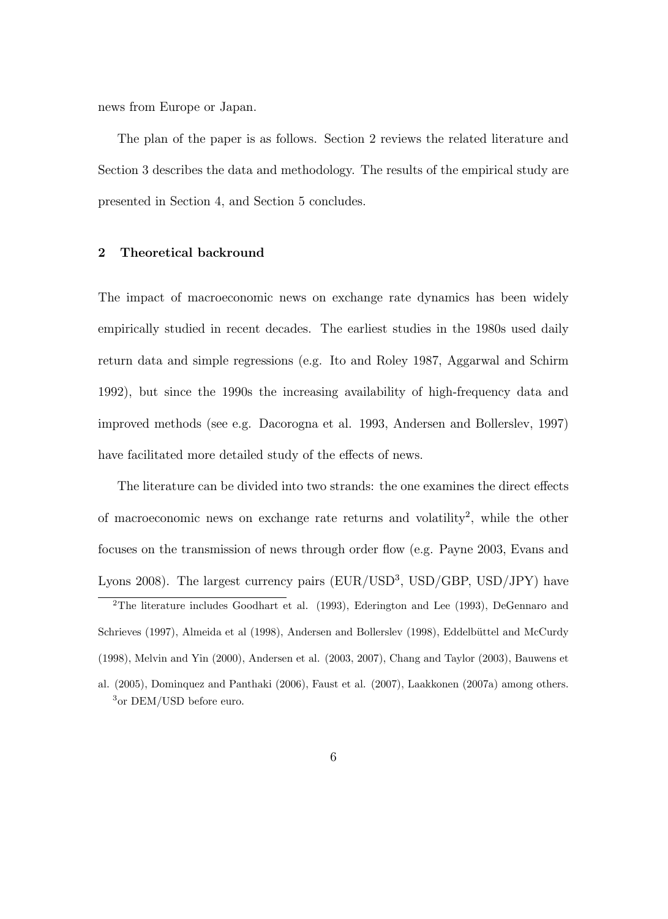news from Europe or Japan.

The plan of the paper is as follows. Section 2 reviews the related literature and Section 3 describes the data and methodology. The results of the empirical study are presented in Section 4, and Section 5 concludes.

## 2 Theoretical backround

The impact of macroeconomic news on exchange rate dynamics has been widely empirically studied in recent decades. The earliest studies in the 1980s used daily return data and simple regressions (e.g. Ito and Roley 1987, Aggarwal and Schirm 1992), but since the 1990s the increasing availability of high-frequency data and improved methods (see e.g. Dacorogna et al. 1993, Andersen and Bollerslev, 1997) have facilitated more detailed study of the effects of news.

The literature can be divided into two strands: the one examines the direct effects of macroeconomic news on exchange rate returns and volatility[2], while the other focuses on the transmission of news through order flow (e.g. Payne 2003, Evans and Lyons 2008). The largest currency pairs (EUR/USD[3], USD/GBP, USD/JPY) have

---

[2]The literature includes Goodhart et al. (1993), Ederington and Lee (1993), DeGennaro and Schrieves (1997), Almeida et al (1998), Andersen and Bollerslev (1998), Eddelbüttel and McCurdy (1998), Melvin and Yin (2000), Andersen et al. (2003, 2007), Chang and Taylor (2003), Bauwens et al. (2005), Dominquez and Panthaki (2006), Faust et al. (2007), Laakkonen (2007a) among others.

[3]or DEM/USD before euro.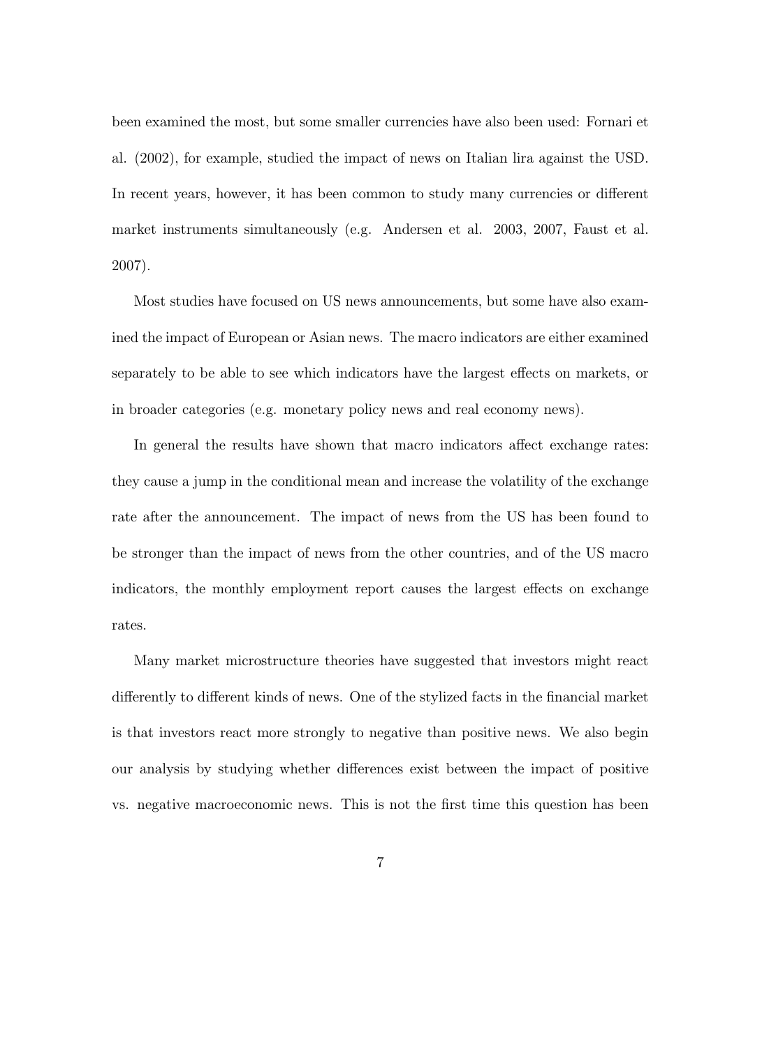been examined the most, but some smaller currencies have also been used: Fornari et al. (2002), for example, studied the impact of news on Italian lira against the USD. In recent years, however, it has been common to study many currencies or different market instruments simultaneously (e.g. Andersen et al. 2003, 2007, Faust et al. 2007).

Most studies have focused on US news announcements, but some have also examined the impact of European or Asian news. The macro indicators are either examined separately to be able to see which indicators have the largest effects on markets, or in broader categories (e.g. monetary policy news and real economy news).

In general the results have shown that macro indicators affect exchange rates: they cause a jump in the conditional mean and increase the volatility of the exchange rate after the announcement. The impact of news from the US has been found to be stronger than the impact of news from the other countries, and of the US macro indicators, the monthly employment report causes the largest effects on exchange rates.

Many market microstructure theories have suggested that investors might react differently to different kinds of news. One of the stylized facts in the financial market is that investors react more strongly to negative than positive news. We also begin our analysis by studying whether differences exist between the impact of positive vs. negative macroeconomic news. This is not the first time this question has been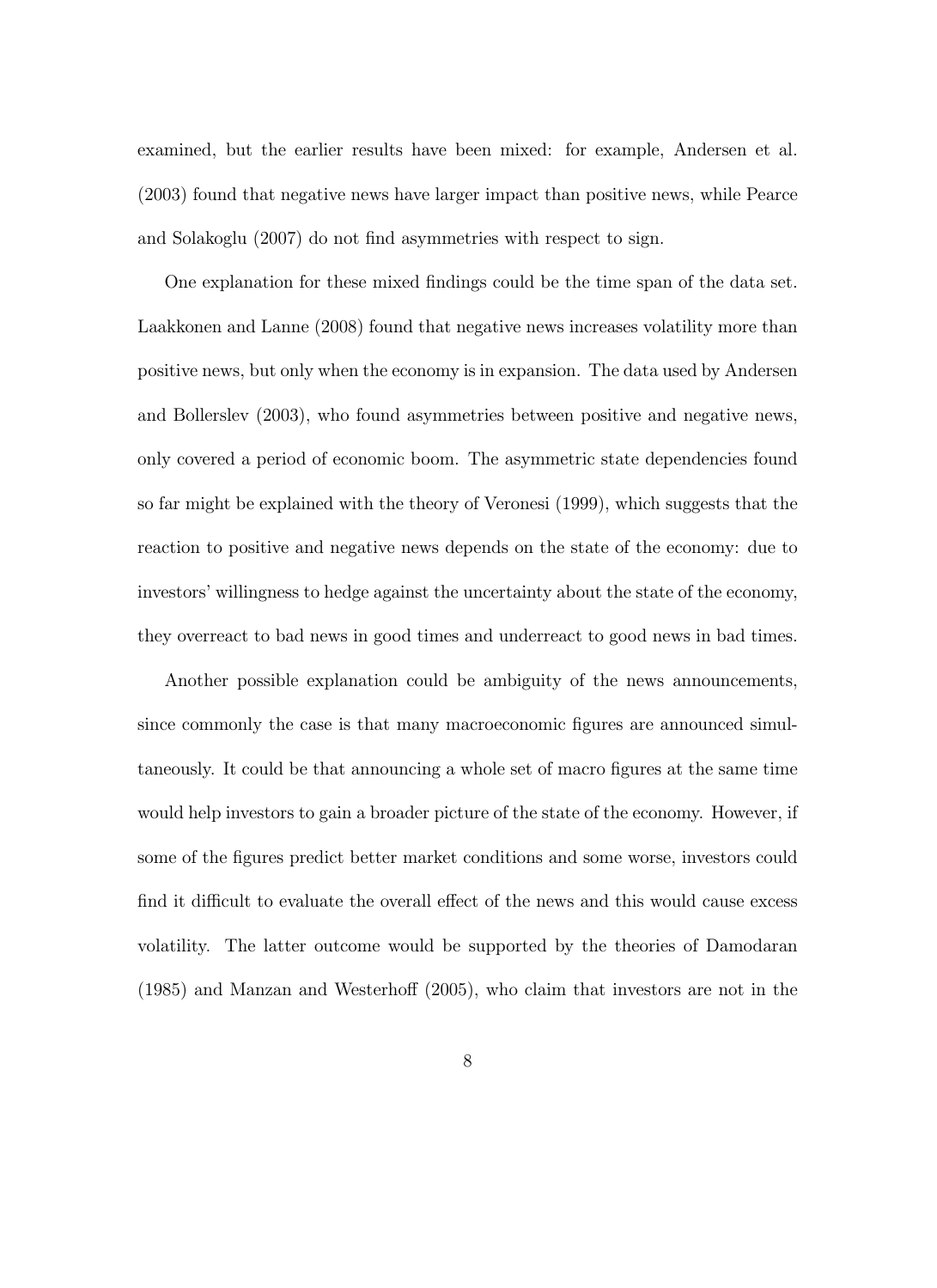examined, but the earlier results have been mixed: for example, Andersen et al. (2003) found that negative news have larger impact than positive news, while Pearce and Solakoglu (2007) do not find asymmetries with respect to sign.

One explanation for these mixed findings could be the time span of the data set. Laakkonen and Lanne (2008) found that negative news increases volatility more than positive news, but only when the economy is in expansion. The data used by Andersen and Bollerslev (2003), who found asymmetries between positive and negative news, only covered a period of economic boom. The asymmetric state dependencies found so far might be explained with the theory of Veronesi (1999), which suggests that the reaction to positive and negative news depends on the state of the economy: due to investors' willingness to hedge against the uncertainty about the state of the economy, they overreact to bad news in good times and underreact to good news in bad times.

Another possible explanation could be ambiguity of the news announcements, since commonly the case is that many macroeconomic figures are announced simultaneously. It could be that announcing a whole set of macro figures at the same time would help investors to gain a broader picture of the state of the economy. However, if some of the figures predict better market conditions and some worse, investors could find it difficult to evaluate the overall effect of the news and this would cause excess volatility. The latter outcome would be supported by the theories of Damodaran (1985) and Manzan and Westerhoff (2005), who claim that investors are not in the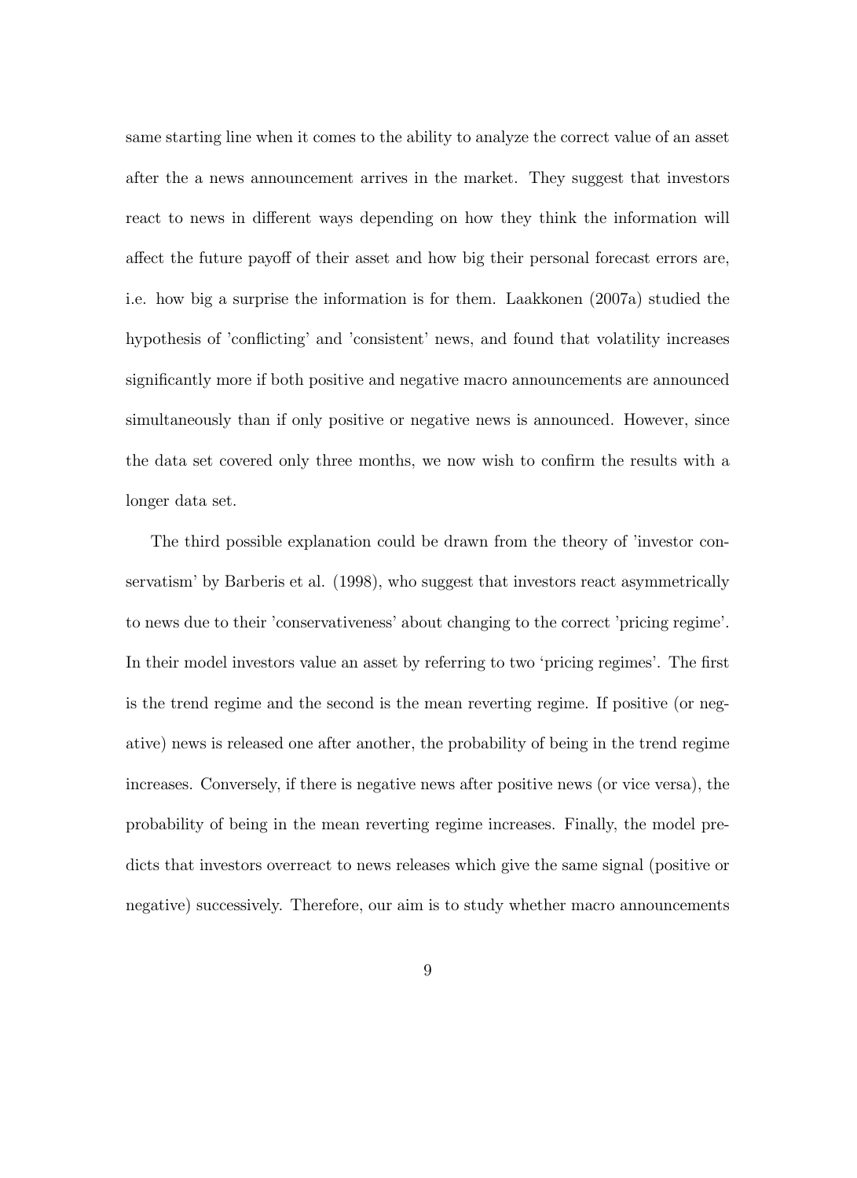same starting line when it comes to the ability to analyze the correct value of an asset after the a news announcement arrives in the market. They suggest that investors react to news in different ways depending on how they think the information will affect the future payoff of their asset and how big their personal forecast errors are, i.e. how big a surprise the information is for them. Laakkonen (2007a) studied the hypothesis of 'conflicting' and 'consistent' news, and found that volatility increases significantly more if both positive and negative macro announcements are announced simultaneously than if only positive or negative news is announced. However, since the data set covered only three months, we now wish to confirm the results with a longer data set.

The third possible explanation could be drawn from the theory of 'investor conservatism' by Barberis et al. (1998), who suggest that investors react asymmetrically to news due to their 'conservativeness' about changing to the correct 'pricing regime'. In their model investors value an asset by referring to two 'pricing regimes'. The first is the trend regime and the second is the mean reverting regime. If positive (or negative) news is released one after another, the probability of being in the trend regime increases. Conversely, if there is negative news after positive news (or vice versa), the probability of being in the mean reverting regime increases. Finally, the model predicts that investors overreact to news releases which give the same signal (positive or negative) successively. Therefore, our aim is to study whether macro announcements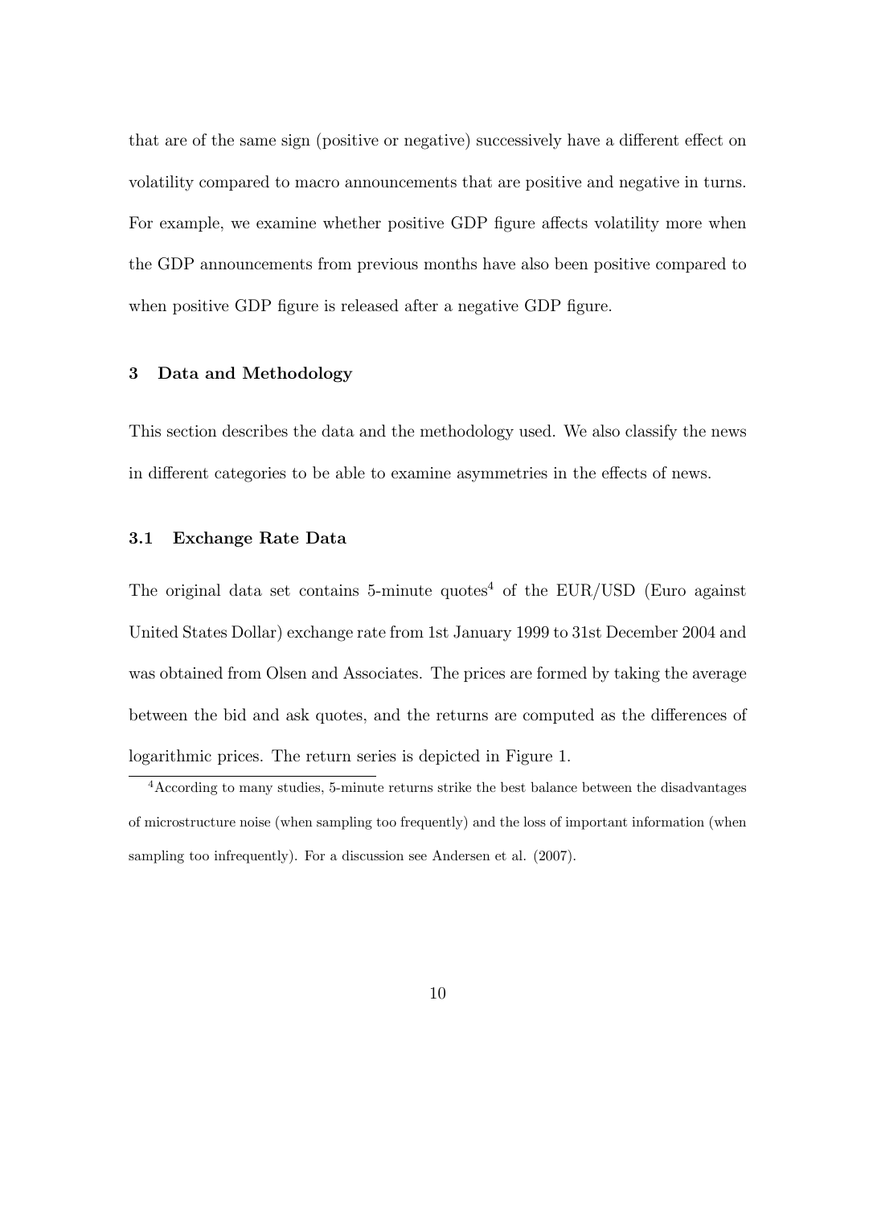that are of the same sign (positive or negative) successively have a different effect on volatility compared to macro announcements that are positive and negative in turns. For example, we examine whether positive GDP figure affects volatility more when the GDP announcements from previous months have also been positive compared to when positive GDP figure is released after a negative GDP figure.

## 3 Data and Methodology

This section describes the data and the methodology used. We also classify the news in different categories to be able to examine asymmetries in the effects of news.

### 3.1 Exchange Rate Data

The original data set contains 5-minute quotes[4] of the EUR/USD (Euro against United States Dollar) exchange rate from 1st January 1999 to 31st December 2004 and was obtained from Olsen and Associates. The prices are formed by taking the average between the bid and ask quotes, and the returns are computed as the differences of logarithmic prices. The return series is depicted in Figure 1.

[4] According to many studies, 5-minute returns strike the best balance between the disadvantages of microstructure noise (when sampling too frequently) and the loss of important information (when sampling too infrequently). For a discussion see Andersen et al. (2007).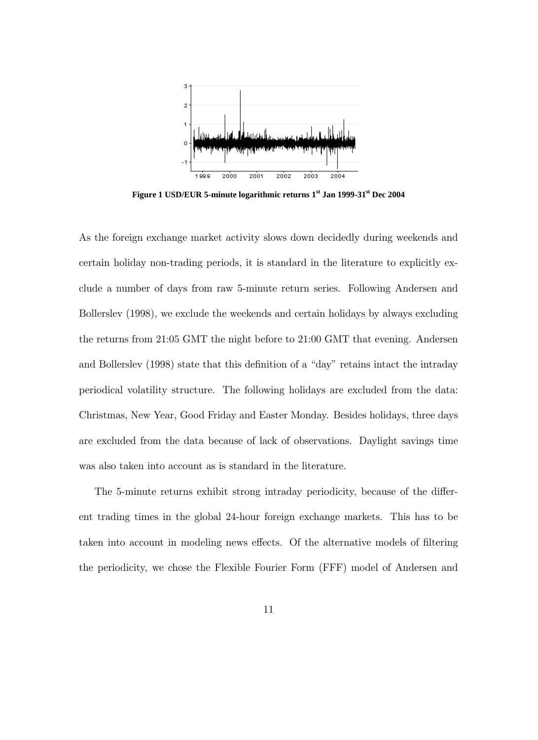**Figure 1 USD/EUR 5-minute logarithmic returns 1st Jan 1999-31st Dec 2004**

As the foreign exchange market activity slows down decidedly during weekends and certain holiday non-trading periods, it is standard in the literature to explicitly exclude a number of days from raw 5-minute return series. Following Andersen and Bollerslev (1998), we exclude the weekends and certain holidays by always excluding the returns from 21:05 GMT the night before to 21:00 GMT that evening. Andersen and Bollerslev (1998) state that this definition of a "day" retains intact the intraday periodical volatility structure. The following holidays are excluded from the data: Christmas, New Year, Good Friday and Easter Monday. Besides holidays, three days are excluded from the data because of lack of observations. Daylight savings time was also taken into account as is standard in the literature.

The 5-minute returns exhibit strong intraday periodicity, because of the different trading times in the global 24-hour foreign exchange markets. This has to be taken into account in modeling news effects. Of the alternative models of filtering the periodicity, we chose the Flexible Fourier Form (FFF) model of Andersen and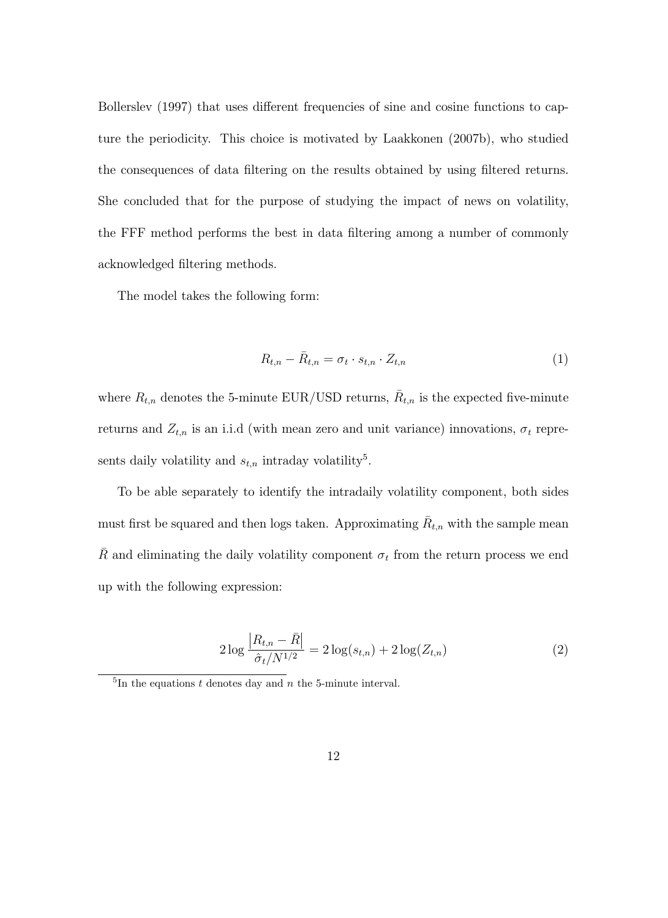Bollerslev (1997) that uses different frequencies of sine and cosine functions to capture the periodicity. This choice is motivated by Laakkonen (2007b), who studied the consequences of data filtering on the results obtained by using filtered returns. She concluded that for the purpose of studying the impact of news on volatility, the FFF method performs the best in data filtering among a number of commonly acknowledged filtering methods.

The model takes the following form:

$$R_{t,n} - \bar{R}_{t,n} = \sigma_t \cdot s_{t,n} \cdot Z_{t,n} \tag{1}$$

where $R_{t,n}$ denotes the 5-minute EUR/USD returns, $\bar{R}_{t,n}$ is the expected five-minute returns and $Z_{t,n}$ is an i.i.d (with mean zero and unit variance) innovations, $\sigma_t$ represents daily volatility and $s_{t,n}$ intraday volatility[5].

To be able separately to identify the intradaily volatility component, both sides must first be squared and then logs taken. Approximating $\bar{R}_{t,n}$ with the sample mean $\bar{R}$ and eliminating the daily volatility component $\sigma_t$ from the return process we end up with the following expression:

$$2 \log \frac{\left|R_{t,n} - \bar{R}\right|}{\hat{\sigma}_t / N^{1/2}} = 2 \log(s_{t,n}) + 2 \log(Z_{t,n}) \tag{2}$$

[5] In the equations $t$ denotes day and $n$ the 5-minute interval.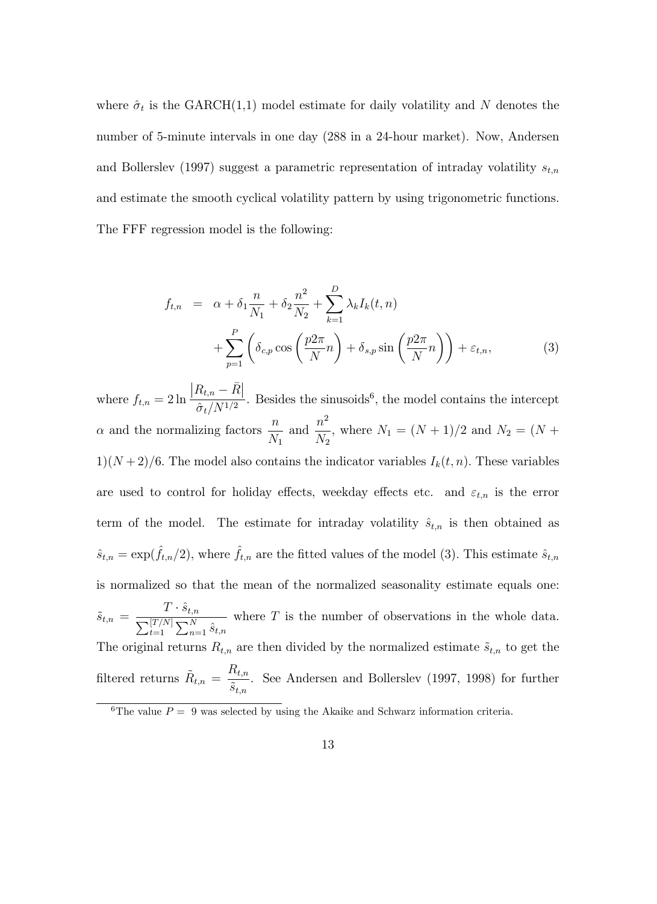where $\hat{\sigma}_t$ is the GARCH(1,1) model estimate for daily volatility and $N$ denotes the number of 5-minute intervals in one day (288 in a 24-hour market). Now, Andersen and Bollerslev (1997) suggest a parametric representation of intraday volatility $s_{t,n}$ and estimate the smooth cyclical volatility pattern by using trigonometric functions. The FFF regression model is the following:

$$
\begin{aligned}
f_{t,n} \;&=\; \alpha + \delta_1 \frac{n}{N_1} + \delta_2 \frac{n^2}{N_2} + \sum_{k=1}^{D} \lambda_k I_k(t,n) \\
&\quad + \sum_{p=1}^{P} \left( \delta_{c,p} \cos\left(\frac{p2\pi}{N} n\right) + \delta_{s,p} \sin\left(\frac{p2\pi}{N} n\right)\right) + \varepsilon_{t,n}, \qquad (3)
\end{aligned}
$$

where $f_{t,n} = 2 \ln \dfrac{|R_{t,n} - \bar{R}|}{\hat{\sigma}_t / N^{1/2}}$. Besides the sinusoids[6], the model contains the intercept $\alpha$ and the normalizing factors $\dfrac{n}{N_1}$ and $\dfrac{n^2}{N_2}$, where $N_1 = (N+1)/2$ and $N_2 = (N+1)(N+2)/6$. The model also contains the indicator variables $I_k(t,n)$. These variables are used to control for holiday effects, weekday effects etc. and $\varepsilon_{t,n}$ is the error term of the model. The estimate for intraday volatility $\hat{s}_{t,n}$ is then obtained as $\hat{s}_{t,n} = \exp(\hat{f}_{t,n}/2)$, where $\hat{f}_{t,n}$ are the fitted values of the model (3). This estimate $\hat{s}_{t,n}$ is normalized so that the mean of the normalized seasonality estimate equals one: $\tilde{s}_{t,n} = \dfrac{T \cdot \hat{s}_{t,n}}{\sum_{t=1}^{[T/N]} \sum_{n=1}^{N} \hat{s}_{t,n}}$ where $T$ is the number of observations in the whole data. The original returns $R_{t,n}$ are then divided by the normalized estimate $\tilde{s}_{t,n}$ to get the filtered returns $\tilde{R}_{t,n} = \dfrac{R_{t,n}}{\tilde{s}_{t,n}}$. See Andersen and Bollerslev (1997, 1998) for further

[6] The value $P = 9$ was selected by using the Akaike and Schwarz information criteria.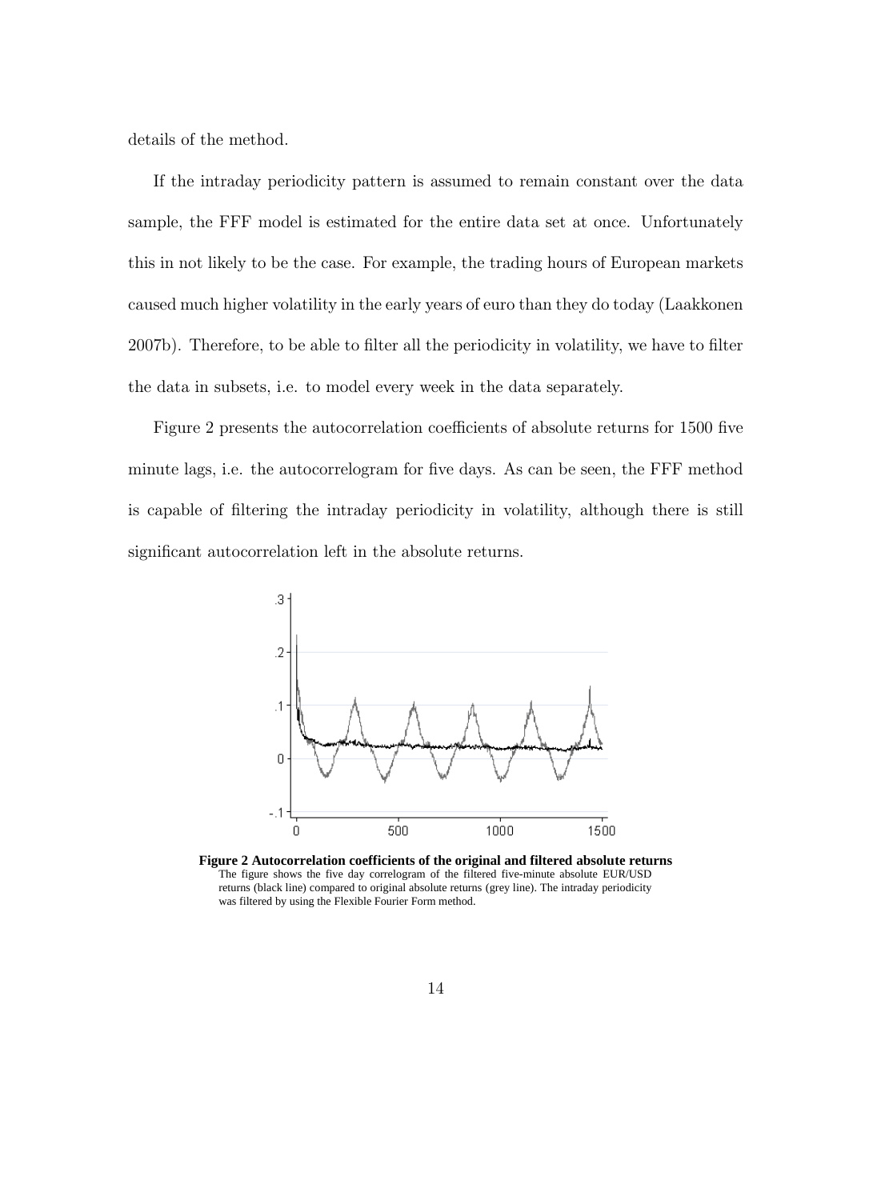details of the method.

If the intraday periodicity pattern is assumed to remain constant over the data sample, the FFF model is estimated for the entire data set at once. Unfortunately this in not likely to be the case. For example, the trading hours of European markets caused much higher volatility in the early years of euro than they do today (Laakkonen 2007b). Therefore, to be able to filter all the periodicity in volatility, we have to filter the data in subsets, i.e. to model every week in the data separately.

Figure 2 presents the autocorrelation coefficients of absolute returns for 1500 five minute lags, i.e. the autocorrelogram for five days. As can be seen, the FFF method is capable of filtering the intraday periodicity in volatility, although there is still significant autocorrelation left in the absolute returns.

**Figure 2 Autocorrelation coefficients of the original and filtered absolute returns**
The figure shows the five day correlogram of the filtered five-minute absolute EUR/USD returns (black line) compared to original absolute returns (grey line). The intraday periodicity was filtered by using the Flexible Fourier Form method.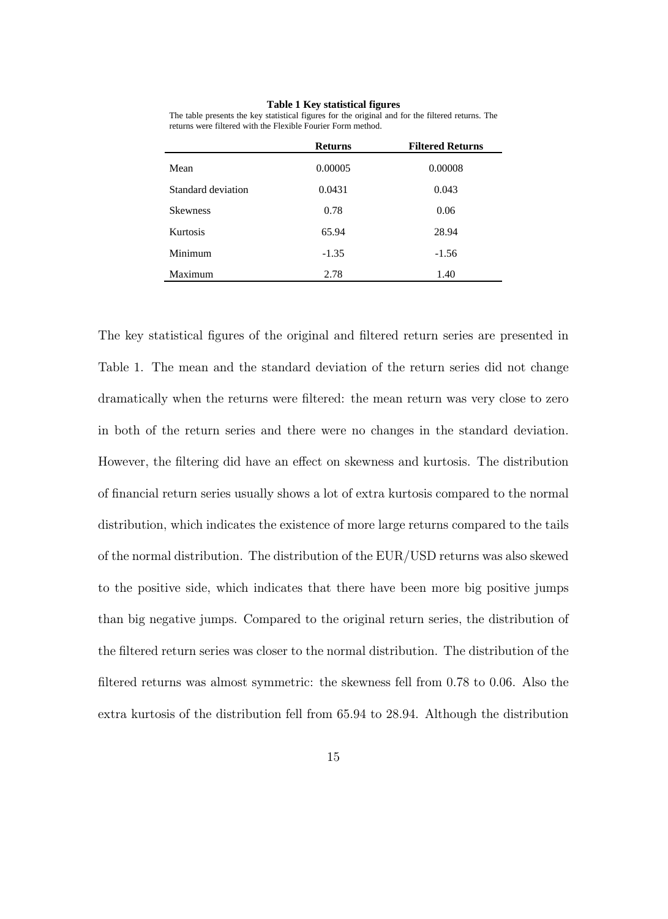**Table 1 Key statistical figures**

The table presents the key statistical figures for the original and for the filtered returns. The returns were filtered with the Flexible Fourier Form method.

| | Returns | Filtered Returns |
|---|---|---|
| Mean | 0.00005 | 0.00008 |
| Standard deviation | 0.0431 | 0.043 |
| Skewness | 0.78 | 0.06 |
| Kurtosis | 65.94 | 28.94 |
| Minimum | -1.35 | -1.56 |
| Maximum | 2.78 | 1.40 |

The key statistical figures of the original and filtered return series are presented in Table 1. The mean and the standard deviation of the return series did not change dramatically when the returns were filtered: the mean return was very close to zero in both of the return series and there were no changes in the standard deviation. However, the filtering did have an effect on skewness and kurtosis. The distribution of financial return series usually shows a lot of extra kurtosis compared to the normal distribution, which indicates the existence of more large returns compared to the tails of the normal distribution. The distribution of the EUR/USD returns was also skewed to the positive side, which indicates that there have been more big positive jumps than big negative jumps. Compared to the original return series, the distribution of the filtered return series was closer to the normal distribution. The distribution of the filtered returns was almost symmetric: the skewness fell from 0.78 to 0.06. Also the extra kurtosis of the distribution fell from 65.94 to 28.94. Although the distribution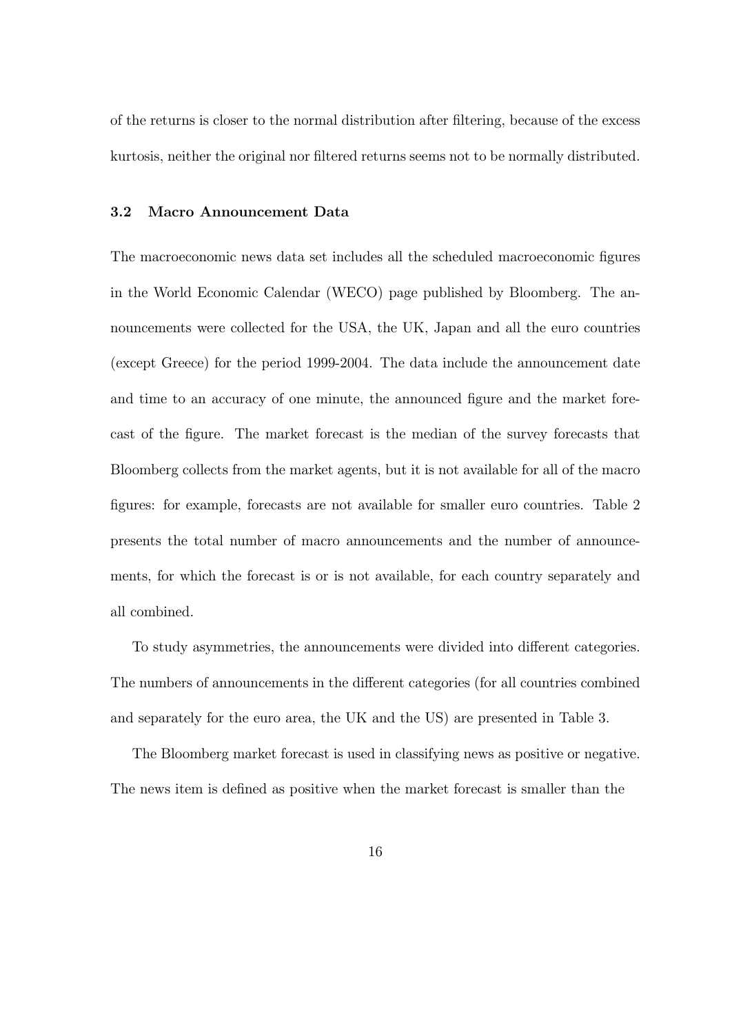of the returns is closer to the normal distribution after filtering, because of the excess kurtosis, neither the original nor filtered returns seems not to be normally distributed.

### 3.2 Macro Announcement Data

The macroeconomic news data set includes all the scheduled macroeconomic figures in the World Economic Calendar (WECO) page published by Bloomberg. The announcements were collected for the USA, the UK, Japan and all the euro countries (except Greece) for the period 1999-2004. The data include the announcement date and time to an accuracy of one minute, the announced figure and the market forecast of the figure. The market forecast is the median of the survey forecasts that Bloomberg collects from the market agents, but it is not available for all of the macro figures: for example, forecasts are not available for smaller euro countries. Table 2 presents the total number of macro announcements and the number of announcements, for which the forecast is or is not available, for each country separately and all combined.

To study asymmetries, the announcements were divided into different categories. The numbers of announcements in the different categories (for all countries combined and separately for the euro area, the UK and the US) are presented in Table 3.

The Bloomberg market forecast is used in classifying news as positive or negative. The news item is defined as positive when the market forecast is smaller than the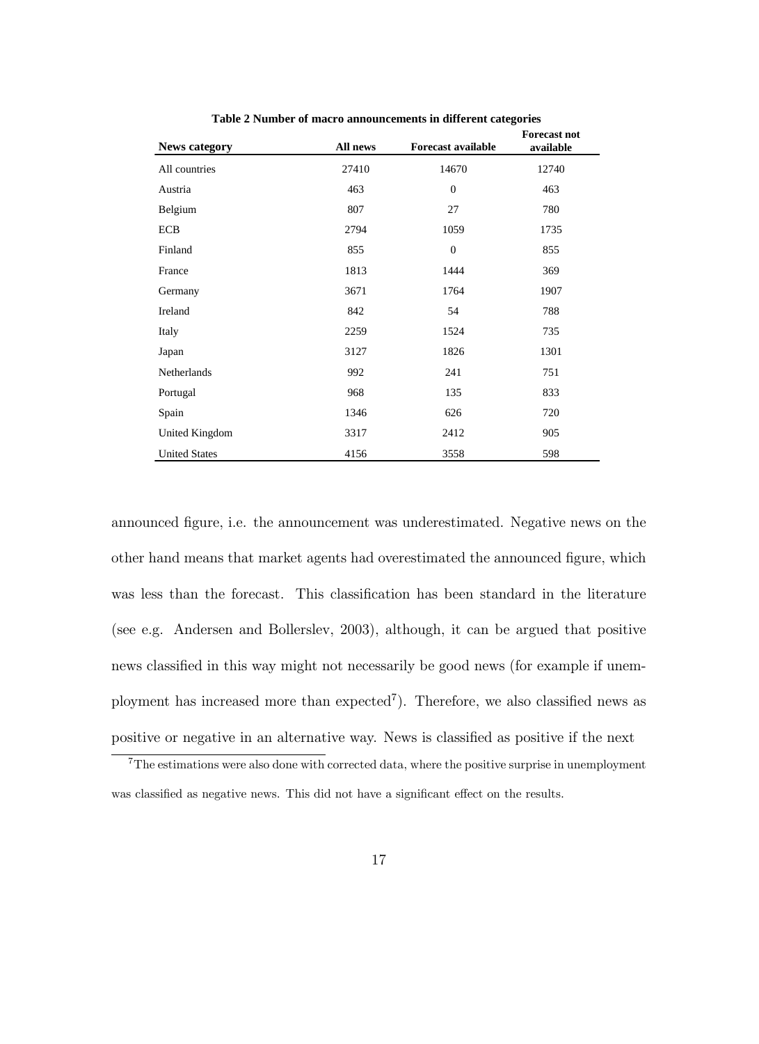**Table 2 Number of macro announcements in different categories**

| News category | All news | Forecast available | Forecast not available |
|---|---|---|---|
| All countries | 27410 | 14670 | 12740 |
| Austria | 463 | 0 | 463 |
| Belgium | 807 | 27 | 780 |
| ECB | 2794 | 1059 | 1735 |
| Finland | 855 | 0 | 855 |
| France | 1813 | 1444 | 369 |
| Germany | 3671 | 1764 | 1907 |
| Ireland | 842 | 54 | 788 |
| Italy | 2259 | 1524 | 735 |
| Japan | 3127 | 1826 | 1301 |
| Netherlands | 992 | 241 | 751 |
| Portugal | 968 | 135 | 833 |
| Spain | 1346 | 626 | 720 |
| United Kingdom | 3317 | 2412 | 905 |
| United States | 4156 | 3558 | 598 |

announced figure, i.e. the announcement was underestimated. Negative news on the other hand means that market agents had overestimated the announced figure, which was less than the forecast. This classification has been standard in the literature (see e.g. Andersen and Bollerslev, 2003), although, it can be argued that positive news classified in this way might not necessarily be good news (for example if unemployment has increased more than expected[7]). Therefore, we also classified news as positive or negative in an alternative way. News is classified as positive if the next

[7] The estimations were also done with corrected data, where the positive surprise in unemployment was classified as negative news. This did not have a significant effect on the results.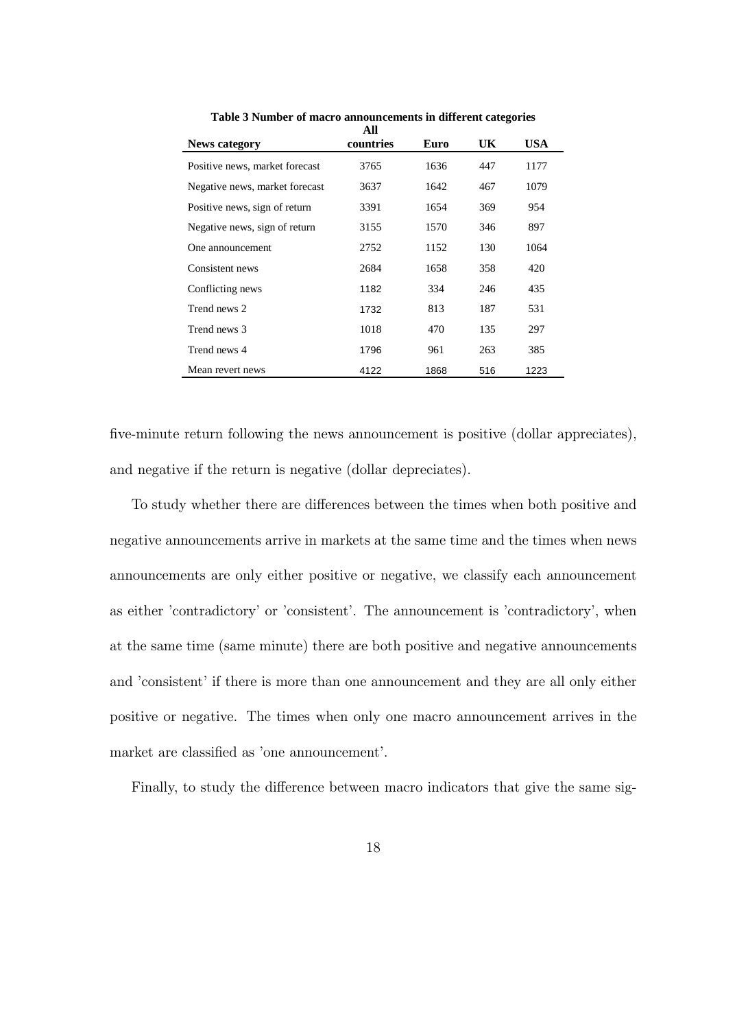**Table 3 Number of macro announcements in different categories**

| News category | All countries | Euro | UK | USA |
|---|---|---|---|---|
| Positive news, market forecast | 3765 | 1636 | 447 | 1177 |
| Negative news, market forecast | 3637 | 1642 | 467 | 1079 |
| Positive news, sign of return | 3391 | 1654 | 369 | 954 |
| Negative news, sign of return | 3155 | 1570 | 346 | 897 |
| One announcement | 2752 | 1152 | 130 | 1064 |
| Consistent news | 2684 | 1658 | 358 | 420 |
| Conflicting news | 1182 | 334 | 246 | 435 |
| Trend news 2 | 1732 | 813 | 187 | 531 |
| Trend news 3 | 1018 | 470 | 135 | 297 |
| Trend news 4 | 1796 | 961 | 263 | 385 |
| Mean revert news | 4122 | 1868 | 516 | 1223 |

five-minute return following the news announcement is positive (dollar appreciates), and negative if the return is negative (dollar depreciates).

To study whether there are differences between the times when both positive and negative announcements arrive in markets at the same time and the times when news announcements are only either positive or negative, we classify each announcement as either 'contradictory' or 'consistent'. The announcement is 'contradictory', when at the same time (same minute) there are both positive and negative announcements and 'consistent' if there is more than one announcement and they are all only either positive or negative. The times when only one macro announcement arrives in the market are classified as 'one announcement'.

Finally, to study the difference between macro indicators that give the same sig-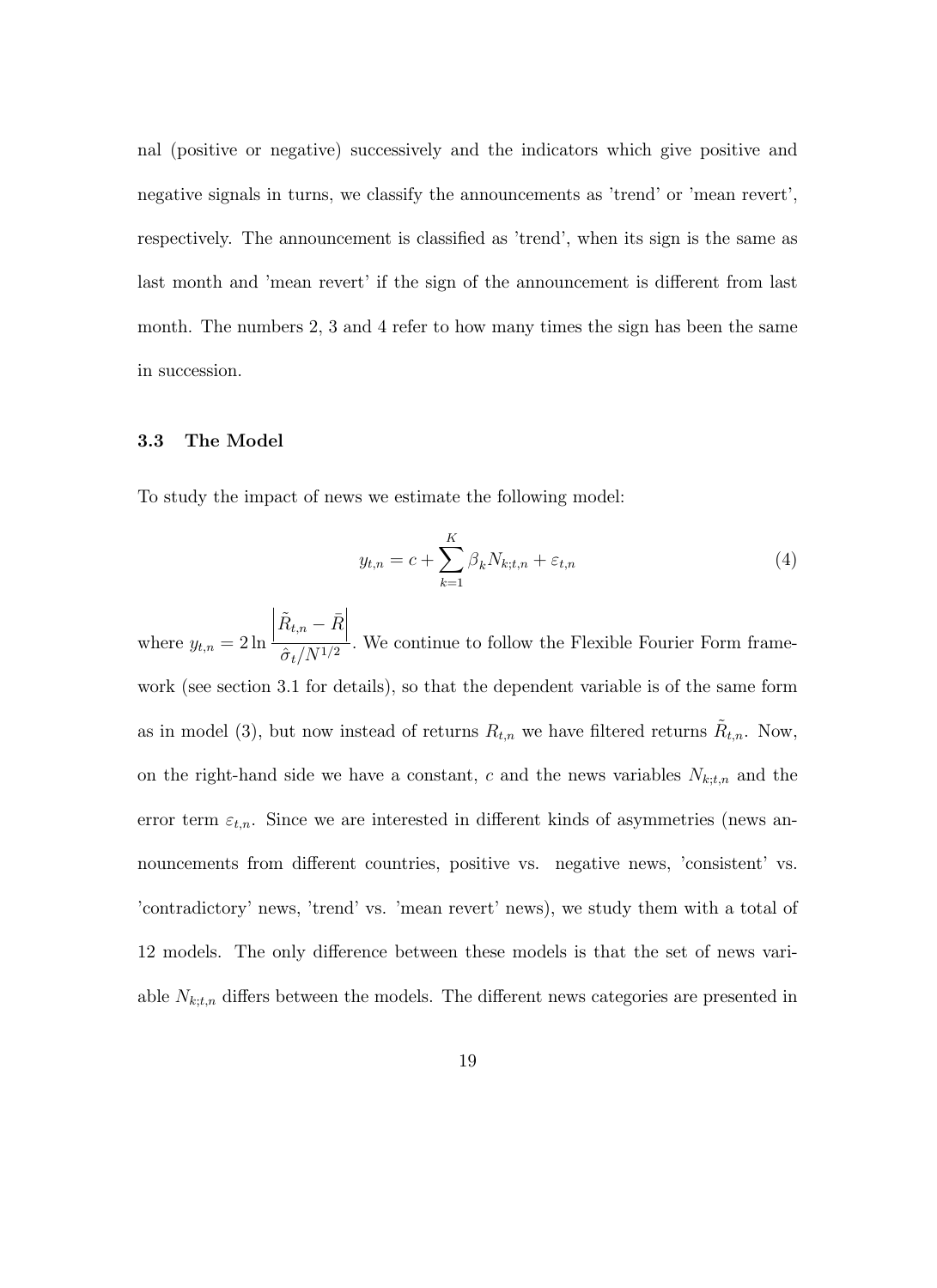nal (positive or negative) successively and the indicators which give positive and negative signals in turns, we classify the announcements as 'trend' or 'mean revert', respectively. The announcement is classified as 'trend', when its sign is the same as last month and 'mean revert' if the sign of the announcement is different from last month. The numbers 2, 3 and 4 refer to how many times the sign has been the same in succession.

### 3.3 The Model

To study the impact of news we estimate the following model:

$$y_{t,n} = c + \sum_{k=1}^{K} \beta_k N_{k;t,n} + \varepsilon_{t,n} \tag{4}$$

where $y_{t,n} = 2 \ln \dfrac{\left|\tilde{R}_{t,n} - \bar{R}\right|}{\hat{\sigma}_t / N^{1/2}}$. We continue to follow the Flexible Fourier Form framework (see section 3.1 for details), so that the dependent variable is of the same form as in model (3), but now instead of returns $R_{t,n}$ we have filtered returns $\tilde{R}_{t,n}$. Now, on the right-hand side we have a constant, $c$ and the news variables $N_{k;t,n}$ and the error term $\varepsilon_{t,n}$. Since we are interested in different kinds of asymmetries (news announcements from different countries, positive vs. negative news, 'consistent' vs. 'contradictory' news, 'trend' vs. 'mean revert' news), we study them with a total of 12 models. The only difference between these models is that the set of news variable $N_{k;t,n}$ differs between the models. The different news categories are presented in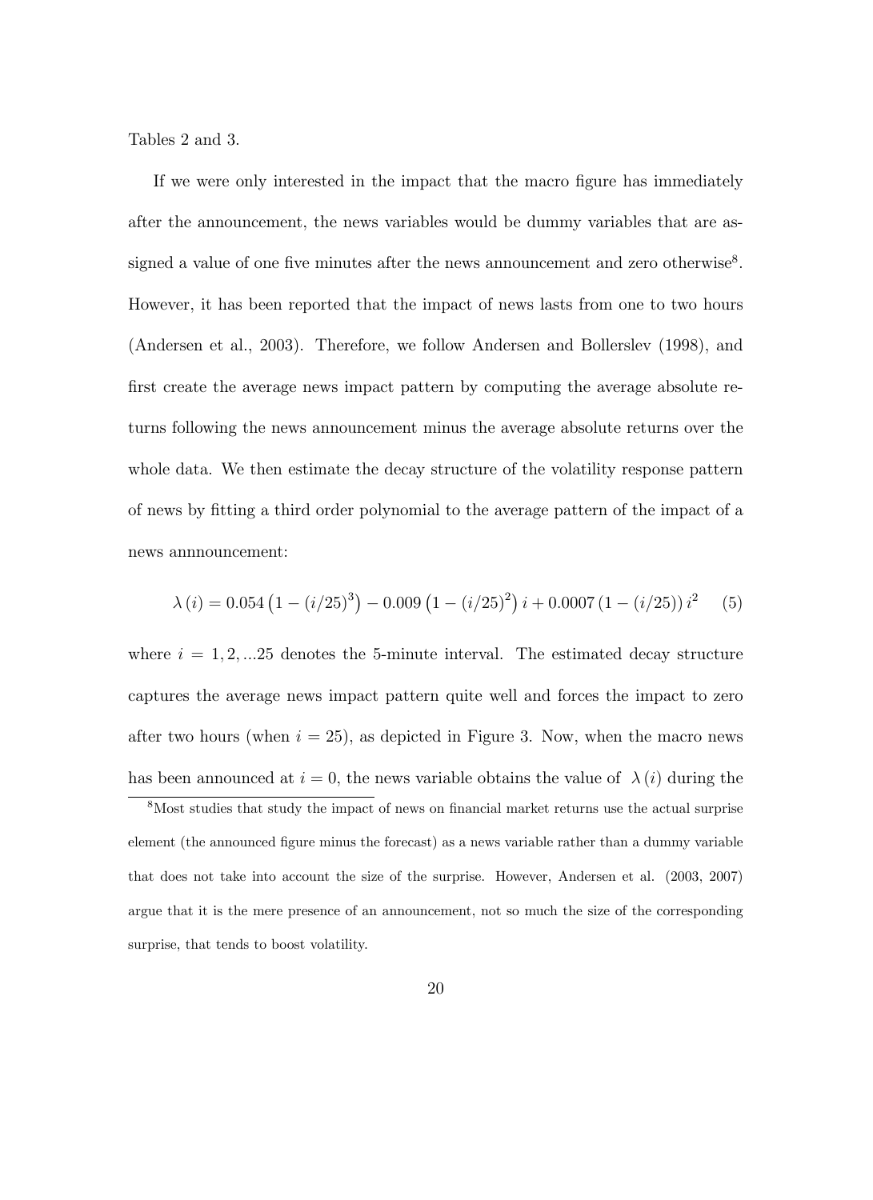Tables 2 and 3.

If we were only interested in the impact that the macro figure has immediately after the announcement, the news variables would be dummy variables that are assigned a value of one five minutes after the news announcement and zero otherwise[8]. However, it has been reported that the impact of news lasts from one to two hours (Andersen et al., 2003). Therefore, we follow Andersen and Bollerslev (1998), and first create the average news impact pattern by computing the average absolute returns following the news announcement minus the average absolute returns over the whole data. We then estimate the decay structure of the volatility response pattern of news by fitting a third order polynomial to the average pattern of the impact of a news annnouncement:

$$\lambda(i) = 0.054\left(1-(i/25)^3\right) - 0.009\left(1-(i/25)^2\right)i + 0.0007\left(1-(i/25)\right)i^2 \qquad (5)$$

where $i = 1, 2, ...25$ denotes the 5-minute interval. The estimated decay structure captures the average news impact pattern quite well and forces the impact to zero after two hours (when $i = 25$), as depicted in Figure 3. Now, when the macro news has been announced at $i = 0$, the news variable obtains the value of $\lambda(i)$ during the

[8] Most studies that study the impact of news on financial market returns use the actual surprise element (the announced figure minus the forecast) as a news variable rather than a dummy variable that does not take into account the size of the surprise. However, Andersen et al. (2003, 2007) argue that it is the mere presence of an announcement, not so much the size of the corresponding surprise, that tends to boost volatility.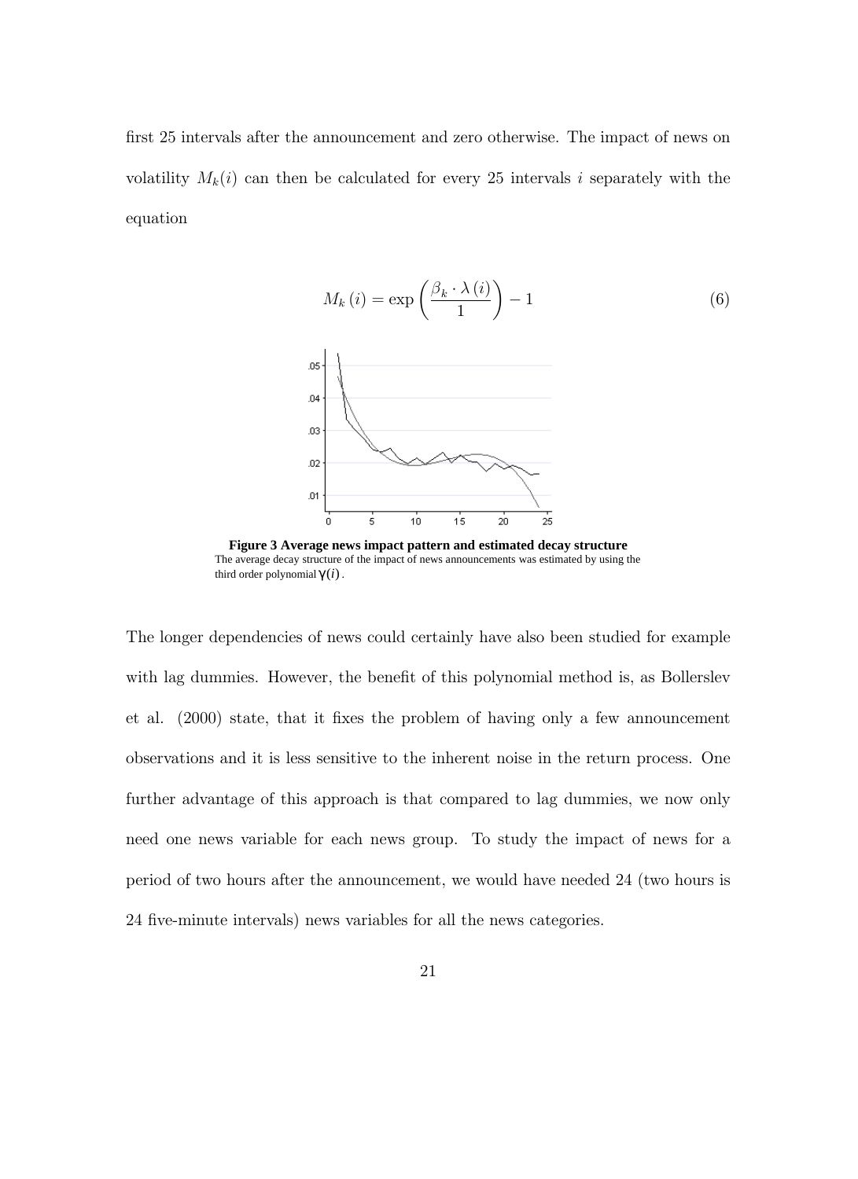first 25 intervals after the announcement and zero otherwise. The impact of news on volatility $M_k(i)$ can then be calculated for every 25 intervals $i$ separately with the equation

$$M_k(i) = \exp\left(\frac{\beta_k \cdot \lambda(i)}{1}\right) - 1 \tag{6}$$

**Figure 3 Average news impact pattern and estimated decay structure**
The average decay structure of the impact of news announcements was estimated by using the third order polynomial $\gamma(i)$.

The longer dependencies of news could certainly have also been studied for example with lag dummies. However, the benefit of this polynomial method is, as Bollerslev et al. (2000) state, that it fixes the problem of having only a few announcement observations and it is less sensitive to the inherent noise in the return process. One further advantage of this approach is that compared to lag dummies, we now only need one news variable for each news group. To study the impact of news for a period of two hours after the announcement, we would have needed 24 (two hours is 24 five-minute intervals) news variables for all the news categories.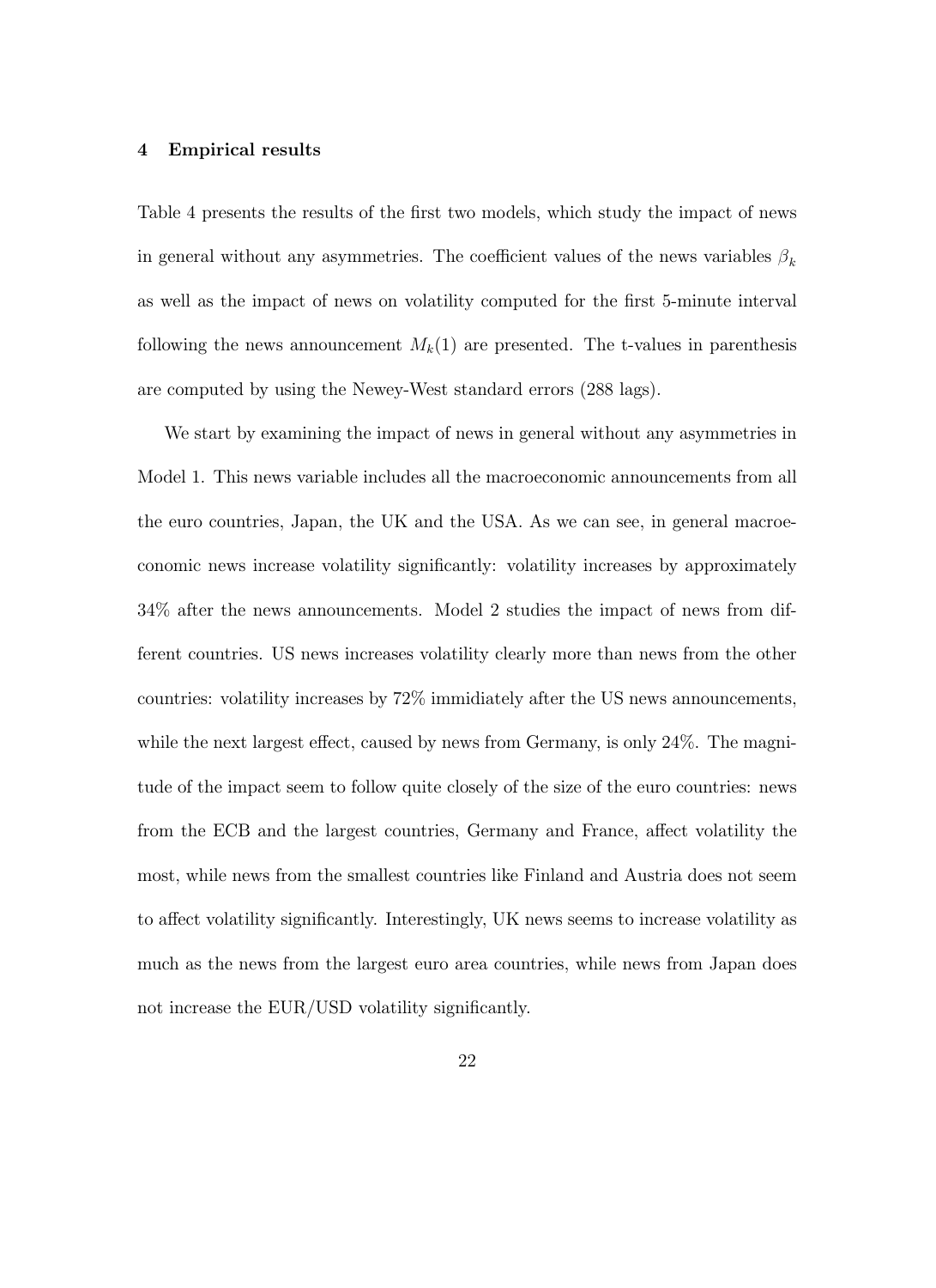## 4 Empirical results

Table 4 presents the results of the first two models, which study the impact of news in general without any asymmetries. The coefficient values of the news variables $\beta_k$ as well as the impact of news on volatility computed for the first 5-minute interval following the news announcement $M_k(1)$ are presented. The t-values in parenthesis are computed by using the Newey-West standard errors (288 lags).

We start by examining the impact of news in general without any asymmetries in Model 1. This news variable includes all the macroeconomic announcements from all the euro countries, Japan, the UK and the USA. As we can see, in general macroeconomic news increase volatility significantly: volatility increases by approximately 34% after the news announcements. Model 2 studies the impact of news from different countries. US news increases volatility clearly more than news from the other countries: volatility increases by 72% immidiately after the US news announcements, while the next largest effect, caused by news from Germany, is only 24%. The magnitude of the impact seem to follow quite closely of the size of the euro countries: news from the ECB and the largest countries, Germany and France, affect volatility the most, while news from the smallest countries like Finland and Austria does not seem to affect volatility significantly. Interestingly, UK news seems to increase volatility as much as the news from the largest euro area countries, while news from Japan does not increase the EUR/USD volatility significantly.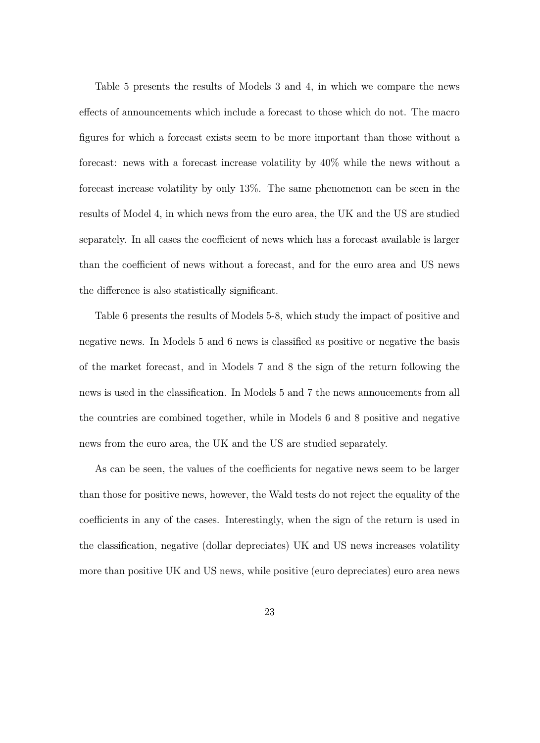Table 5 presents the results of Models 3 and 4, in which we compare the news effects of announcements which include a forecast to those which do not. The macro figures for which a forecast exists seem to be more important than those without a forecast: news with a forecast increase volatility by 40% while the news without a forecast increase volatility by only 13%. The same phenomenon can be seen in the results of Model 4, in which news from the euro area, the UK and the US are studied separately. In all cases the coefficient of news which has a forecast available is larger than the coefficient of news without a forecast, and for the euro area and US news the difference is also statistically significant.

Table 6 presents the results of Models 5-8, which study the impact of positive and negative news. In Models 5 and 6 news is classified as positive or negative the basis of the market forecast, and in Models 7 and 8 the sign of the return following the news is used in the classification. In Models 5 and 7 the news annoucements from all the countries are combined together, while in Models 6 and 8 positive and negative news from the euro area, the UK and the US are studied separately.

As can be seen, the values of the coefficients for negative news seem to be larger than those for positive news, however, the Wald tests do not reject the equality of the coefficients in any of the cases. Interestingly, when the sign of the return is used in the classification, negative (dollar depreciates) UK and US news increases volatility more than positive UK and US news, while positive (euro depreciates) euro area news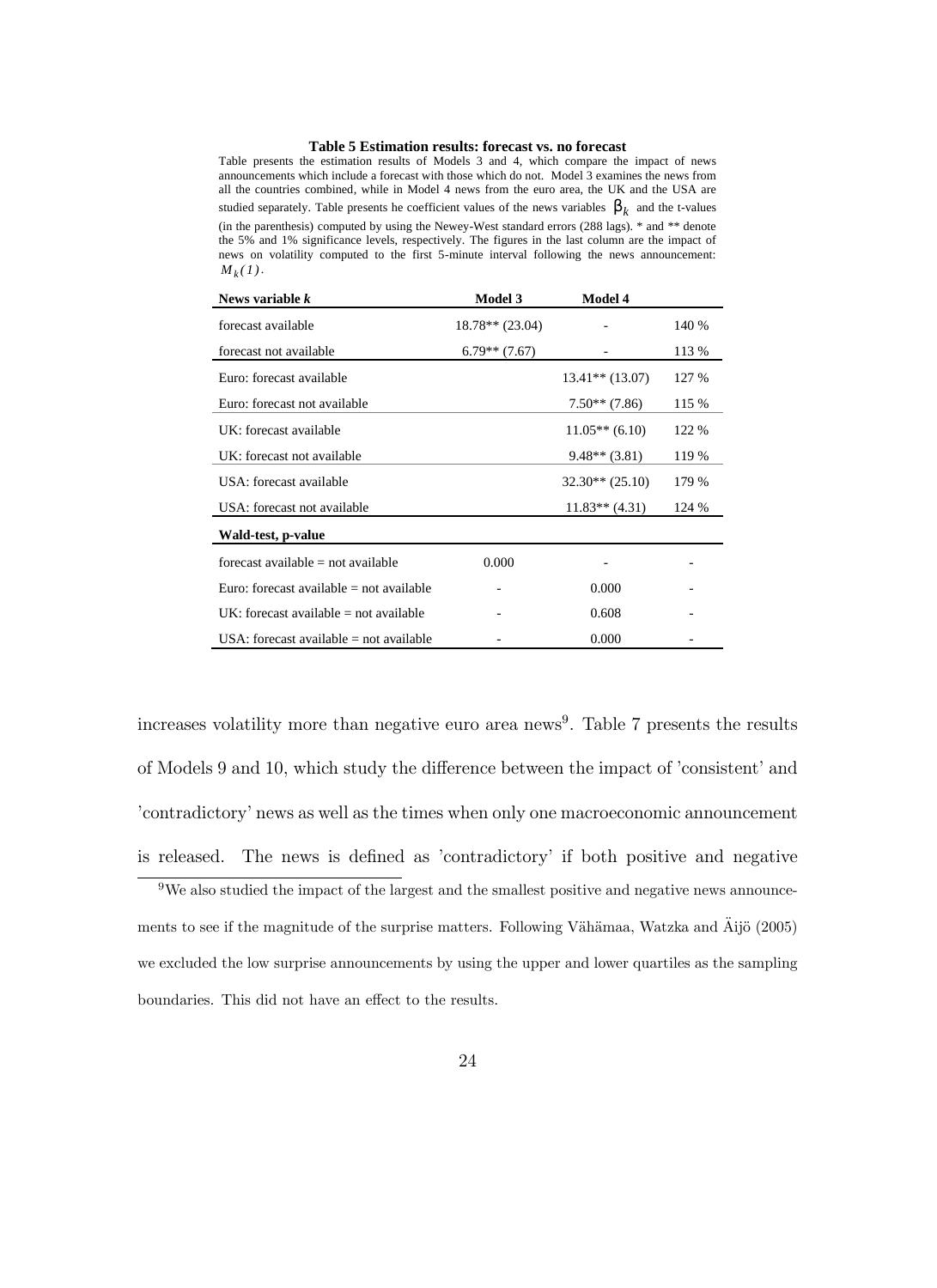**Table 5 Estimation results: forecast vs. no forecast**

Table presents the estimation results of Models 3 and 4, which compare the impact of news announcements which include a forecast with those which do not. Model 3 examines the news from all the countries combined, while in Model 4 news from the euro area, the UK and the USA are studied separately. Table presents he coefficient values of the news variables $\beta_k$ and the t-values (in the parenthesis) computed by using the Newey-West standard errors (288 lags). * and ** denote the 5% and 1% significance levels, respectively. The figures in the last column are the impact of news on volatility computed to the first 5-minute interval following the news announcement: $M_k(1)$.

| News variable *k* | Model 3 | Model 4 | |
|---|---|---|---|
| forecast available | 18.78** (23.04) | - | 140 % |
| forecast not available | 6.79** (7.67) | - | 113 % |
| Euro: forecast available | | 13.41** (13.07) | 127 % |
| Euro: forecast not available | | 7.50** (7.86) | 115 % |
| UK: forecast available | | 11.05** (6.10) | 122 % |
| UK: forecast not available | | 9.48** (3.81) | 119 % |
| USA: forecast available | | 32.30** (25.10) | 179 % |
| USA: forecast not available | | 11.83** (4.31) | 124 % |
| **Wald-test, p-value** | | | |
| forecast available = not available | 0.000 | - | - |
| Euro: forecast available = not available | - | 0.000 | - |
| UK: forecast available = not available | - | 0.608 | - |
| USA: forecast available = not available | - | 0.000 | - |

increases volatility more than negative euro area news[9]. Table 7 presents the results of Models 9 and 10, which study the difference between the impact of 'consistent' and 'contradictory' news as well as the times when only one macroeconomic announcement is released. The news is defined as 'contradictory' if both positive and negative

[9] We also studied the impact of the largest and the smallest positive and negative news announcements to see if the magnitude of the surprise matters. Following Vähämaa, Watzka and Äijö (2005) we excluded the low surprise announcements by using the upper and lower quartiles as the sampling boundaries. This did not have an effect to the results.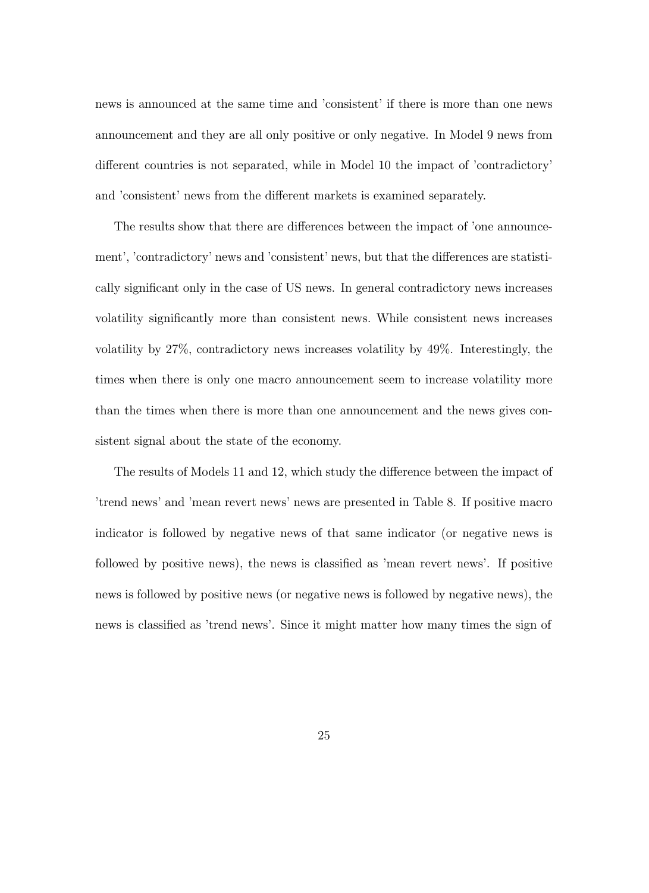news is announced at the same time and 'consistent' if there is more than one news announcement and they are all only positive or only negative. In Model 9 news from different countries is not separated, while in Model 10 the impact of 'contradictory' and 'consistent' news from the different markets is examined separately.

The results show that there are differences between the impact of 'one announcement', 'contradictory' news and 'consistent' news, but that the differences are statistically significant only in the case of US news. In general contradictory news increases volatility significantly more than consistent news. While consistent news increases volatility by 27%, contradictory news increases volatility by 49%. Interestingly, the times when there is only one macro announcement seem to increase volatility more than the times when there is more than one announcement and the news gives consistent signal about the state of the economy.

The results of Models 11 and 12, which study the difference between the impact of 'trend news' and 'mean revert news' news are presented in Table 8. If positive macro indicator is followed by negative news of that same indicator (or negative news is followed by positive news), the news is classified as 'mean revert news'. If positive news is followed by positive news (or negative news is followed by negative news), the news is classified as 'trend news'. Since it might matter how many times the sign of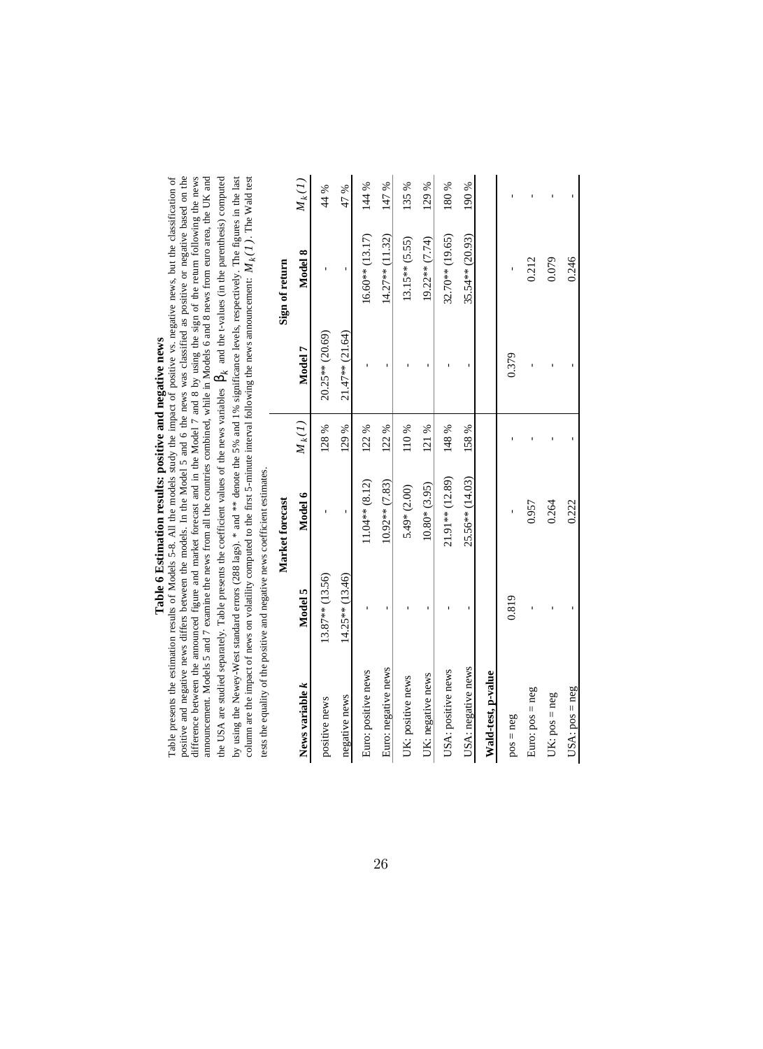## Table 6 Estimation results: positive and negative news

Table presents the estimation results of Models 5-8. All the models study the impact of positive vs. negative news, but the classification of positive and negative news differs between the models. In the Model 5 and 6 the news was classified as positive or negative based on the difference between the announced figure and market forecast and in the Model 7 and 8 by using the sign of the return following the news announcement. Models 5 and 7 examine the news from all the countries combined, while in Models 6 and 8 news from euro area, the UK and the USA are studied separately. Table presents the coefficient values of the news variables $\beta_k$ and the t-values (in the parenthesis) computed by using the Newey-West standard errors (288 lags). * and ** denote the 5% and 1% significance levels, respectively. The figures in the last column are the impact of news on volatility computed to the first 5-minute interval following the news announcement: $M_k(1)$. The Wald test tests the equality of the positive and negative news coefficient estimates.

| | Market forecast | | | Sign of return | | |
|---|---|---|---|---|---|---|
| News variable *k* | Model 5 | Model 6 | $M_k(1)$ | Model 7 | Model 8 | $M_k(1)$ |
| positive news | 13.87** (13.56) | - | 128 % | 20.25** (20.69) | - | 44 % |
| negative news | 14.25** (13.46) | - | 129 % | 21.47** (21.64) | - | 47 % |
| Euro: positive news | - | 11.04** (8.12) | 122 % | - | 16.60** (13.17) | 144 % |
| Euro: negative news | - | 10.92** (7.83) | 122 % | - | 14.27** (11.32) | 147 % |
| UK: positive news | - | 5.49* (2.00) | 110 % | - | 13.15** (5.55) | 135 % |
| UK: negative news | - | 10.80* (3.95) | 121 % | - | 19.22** (7.74) | 129 % |
| USA: positive news | - | 21.91** (12.89) | 148 % | - | 32.70** (19.65) | 180 % |
| USA: negative news | - | 25.56** (14.03) | 158 % | - | 35.54** (20.93) | 190 % |
| **Wald-test, p-value** | | | | | | |
| pos = neg | 0.819 | - | - | 0.379 | - | - |
| Euro: pos = neg | - | 0.957 | - | - | 0.212 | - |
| UK: pos = neg | - | 0.264 | - | - | 0.079 | - |
| USA: pos = neg | - | 0.222 | - | - | 0.246 | - |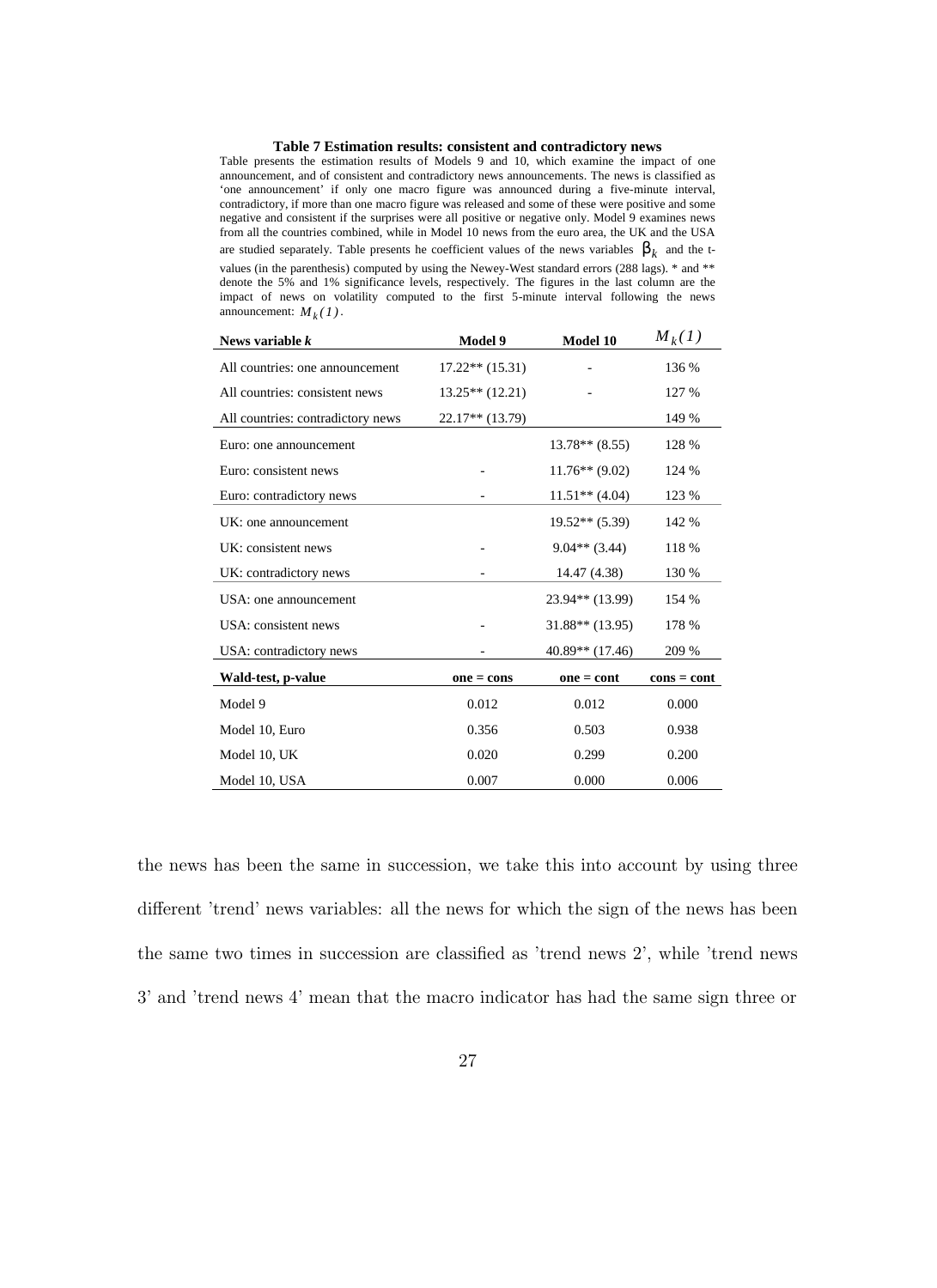**Table 7 Estimation results: consistent and contradictory news**

Table presents the estimation results of Models 9 and 10, which examine the impact of one announcement, and of consistent and contradictory news announcements. The news is classified as 'one announcement' if only one macro figure was announced during a five-minute interval, contradictory, if more than one macro figure was released and some of these were positive and some negative and consistent if the surprises were all positive or negative only. Model 9 examines news from all the countries combined, while in Model 10 news from the euro area, the UK and the USA are studied separately. Table presents he coefficient values of the news variables $\beta_k$ and the t-values (in the parenthesis) computed by using the Newey-West standard errors (288 lags). * and ** denote the 5% and 1% significance levels, respectively. The figures in the last column are the impact of news on volatility computed to the first 5-minute interval following the news announcement: $M_k(1)$.

| News variable *k* | Model 9 | Model 10 | $M_k(1)$ |
|---|---|---|---|
| All countries: one announcement | 17.22** (15.31) | - | 136 % |
| All countries: consistent news | 13.25** (12.21) | - | 127 % |
| All countries: contradictory news | 22.17** (13.79) | | 149 % |
| Euro: one announcement | | 13.78** (8.55) | 128 % |
| Euro: consistent news | - | 11.76** (9.02) | 124 % |
| Euro: contradictory news | - | 11.51** (4.04) | 123 % |
| UK: one announcement | | 19.52** (5.39) | 142 % |
| UK: consistent news | - | 9.04** (3.44) | 118 % |
| UK: contradictory news | - | 14.47 (4.38) | 130 % |
| USA: one announcement | | 23.94** (13.99) | 154 % |
| USA: consistent news | - | 31.88** (13.95) | 178 % |
| USA: contradictory news | - | 40.89** (17.46) | 209 % |
| **Wald-test, p-value** | **one = cons** | **one = cont** | **cons = cont** |
| Model 9 | 0.012 | 0.012 | 0.000 |
| Model 10, Euro | 0.356 | 0.503 | 0.938 |
| Model 10, UK | 0.020 | 0.299 | 0.200 |
| Model 10, USA | 0.007 | 0.000 | 0.006 |

the news has been the same in succession, we take this into account by using three different 'trend' news variables: all the news for which the sign of the news has been the same two times in succession are classified as 'trend news 2', while 'trend news 3' and 'trend news 4' mean that the macro indicator has had the same sign three or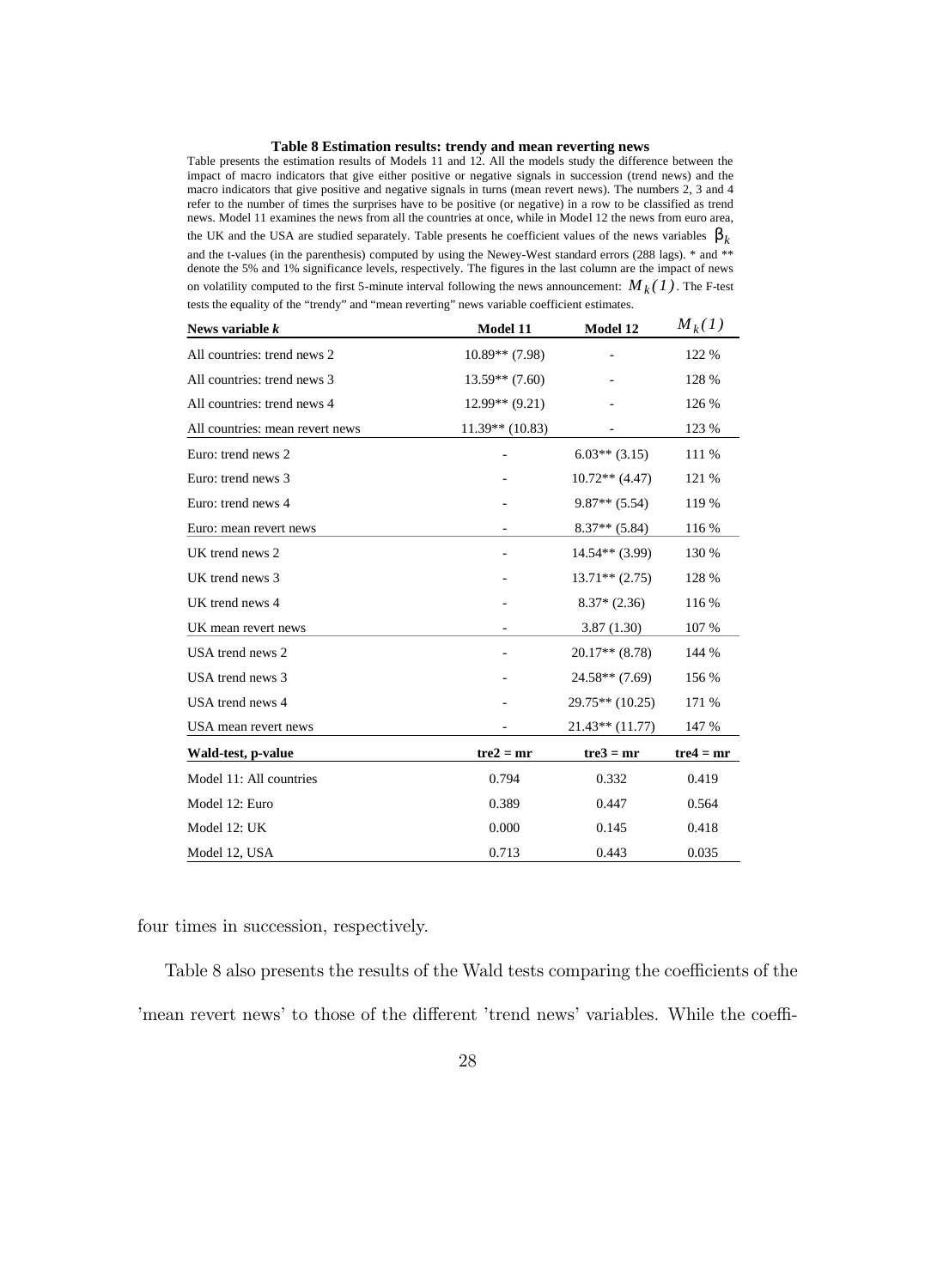**Table 8 Estimation results: trendy and mean reverting news**

Table presents the estimation results of Models 11 and 12. All the models study the difference between the impact of macro indicators that give either positive or negative signals in succession (trend news) and the macro indicators that give positive and negative signals in turns (mean revert news). The numbers 2, 3 and 4 refer to the number of times the surprises have to be positive (or negative) in a row to be classified as trend news. Model 11 examines the news from all the countries at once, while in Model 12 the news from euro area, the UK and the USA are studied separately. Table presents he coefficient values of the news variables $\beta_k$ and the t-values (in the parenthesis) computed by using the Newey-West standard errors (288 lags). * and ** denote the 5% and 1% significance levels, respectively. The figures in the last column are the impact of news on volatility computed to the first 5-minute interval following the news announcement: $M_k(1)$. The F-test tests the equality of the "trendy" and "mean reverting" news variable coefficient estimates.

| News variable *k* | Model 11 | Model 12 | $M_k(1)$ |
|---|---|---|---|
| All countries: trend news 2 | 10.89** (7.98) | - | 122 % |
| All countries: trend news 3 | 13.59** (7.60) | - | 128 % |
| All countries: trend news 4 | 12.99** (9.21) | - | 126 % |
| All countries: mean revert news | 11.39** (10.83) | - | 123 % |
| Euro: trend news 2 | - | 6.03** (3.15) | 111 % |
| Euro: trend news 3 | - | 10.72** (4.47) | 121 % |
| Euro: trend news 4 | - | 9.87** (5.54) | 119 % |
| Euro: mean revert news | - | 8.37** (5.84) | 116 % |
| UK trend news 2 | - | 14.54** (3.99) | 130 % |
| UK trend news 3 | - | 13.71** (2.75) | 128 % |
| UK trend news 4 | - | 8.37* (2.36) | 116 % |
| UK mean revert news | - | 3.87 (1.30) | 107 % |
| USA trend news 2 | - | 20.17** (8.78) | 144 % |
| USA trend news 3 | - | 24.58** (7.69) | 156 % |
| USA trend news 4 | - | 29.75** (10.25) | 171 % |
| USA mean revert news | - | 21.43** (11.77) | 147 % |
| **Wald-test, p-value** | **tre2 = mr** | **tre3 = mr** | **tre4 = mr** |
| Model 11: All countries | 0.794 | 0.332 | 0.419 |
| Model 12: Euro | 0.389 | 0.447 | 0.564 |
| Model 12: UK | 0.000 | 0.145 | 0.418 |
| Model 12, USA | 0.713 | 0.443 | 0.035 |

four times in succession, respectively.

Table 8 also presents the results of the Wald tests comparing the coefficients of the 'mean revert news' to those of the different 'trend news' variables. While the coeffi-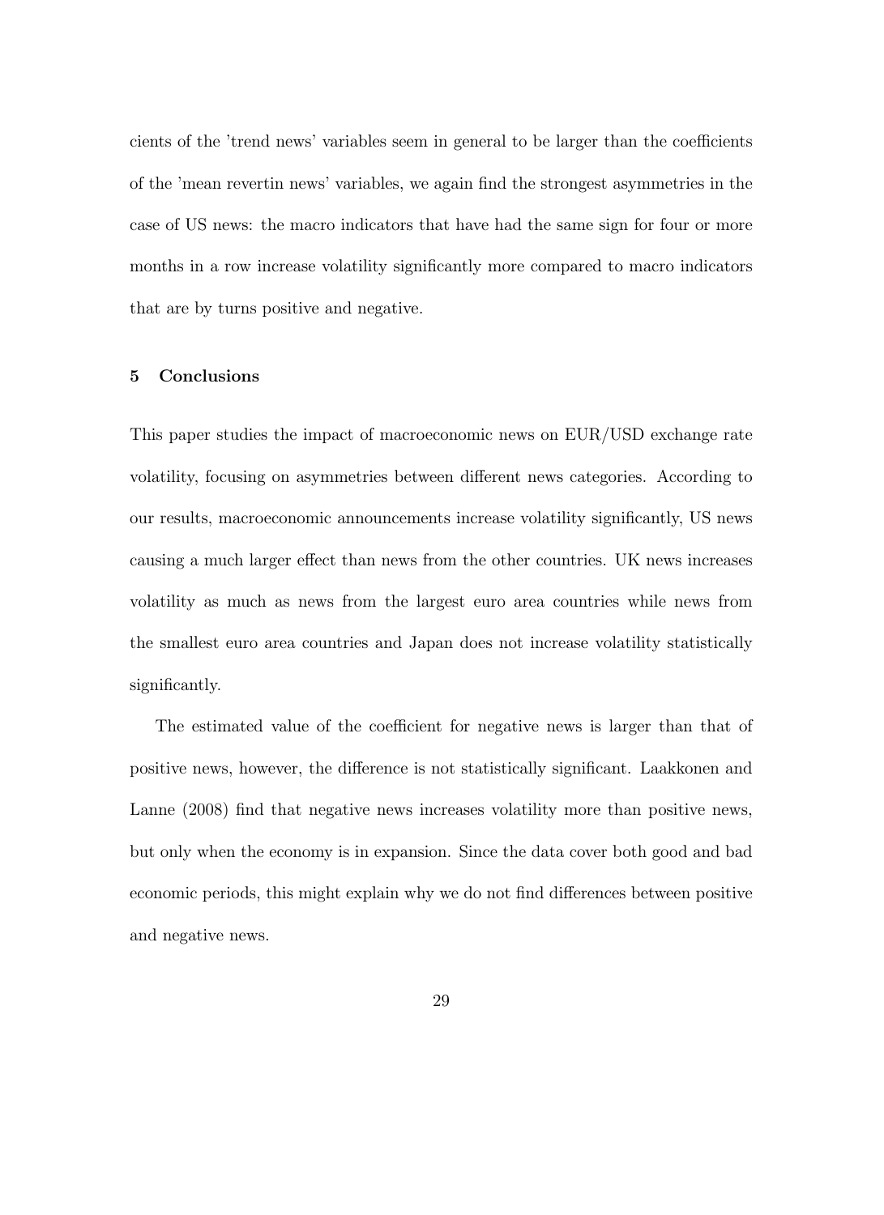cients of the 'trend news' variables seem in general to be larger than the coefficients of the 'mean revertin news' variables, we again find the strongest asymmetries in the case of US news: the macro indicators that have had the same sign for four or more months in a row increase volatility significantly more compared to macro indicators that are by turns positive and negative.

## 5 Conclusions

This paper studies the impact of macroeconomic news on EUR/USD exchange rate volatility, focusing on asymmetries between different news categories. According to our results, macroeconomic announcements increase volatility significantly, US news causing a much larger effect than news from the other countries. UK news increases volatility as much as news from the largest euro area countries while news from the smallest euro area countries and Japan does not increase volatility statistically significantly.

The estimated value of the coefficient for negative news is larger than that of positive news, however, the difference is not statistically significant. Laakkonen and Lanne (2008) find that negative news increases volatility more than positive news, but only when the economy is in expansion. Since the data cover both good and bad economic periods, this might explain why we do not find differences between positive and negative news.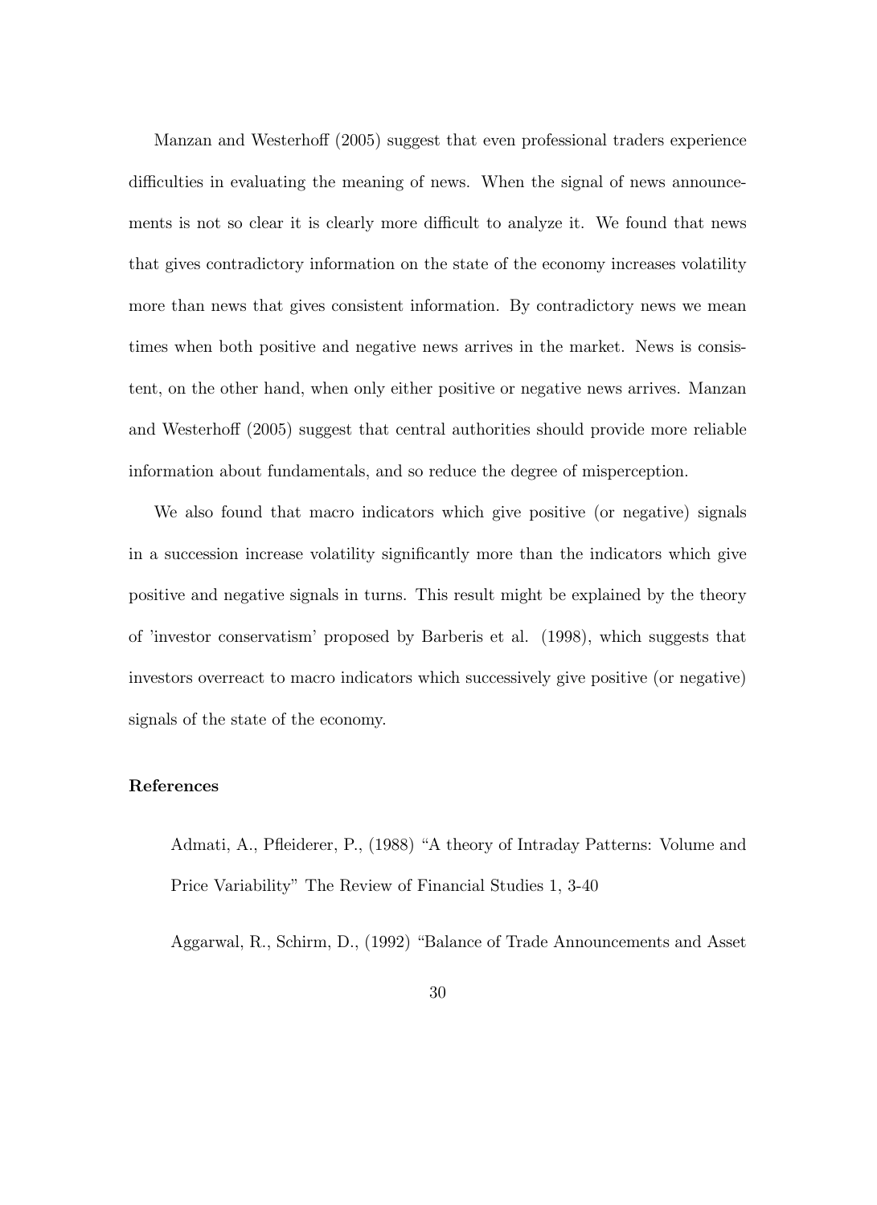Manzan and Westerhoff (2005) suggest that even professional traders experience difficulties in evaluating the meaning of news. When the signal of news announcements is not so clear it is clearly more difficult to analyze it. We found that news that gives contradictory information on the state of the economy increases volatility more than news that gives consistent information. By contradictory news we mean times when both positive and negative news arrives in the market. News is consistent, on the other hand, when only either positive or negative news arrives. Manzan and Westerhoff (2005) suggest that central authorities should provide more reliable information about fundamentals, and so reduce the degree of misperception.

We also found that macro indicators which give positive (or negative) signals in a succession increase volatility significantly more than the indicators which give positive and negative signals in turns. This result might be explained by the theory of 'investor conservatism' proposed by Barberis et al. (1998), which suggests that investors overreact to macro indicators which successively give positive (or negative) signals of the state of the economy.

**References**

Admati, A., Pfleiderer, P., (1988) "A theory of Intraday Patterns: Volume and Price Variability" The Review of Financial Studies 1, 3-40

Aggarwal, R., Schirm, D., (1992) "Balance of Trade Announcements and Asset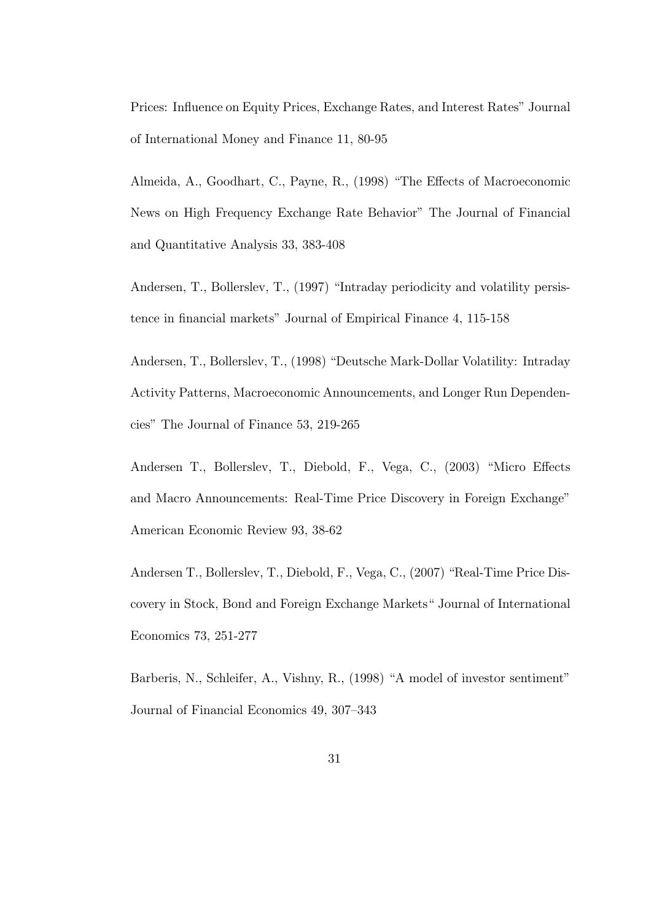Prices: Influence on Equity Prices, Exchange Rates, and Interest Rates" Journal of International Money and Finance 11, 80-95

Almeida, A., Goodhart, C., Payne, R., (1998) "The Effects of Macroeconomic News on High Frequency Exchange Rate Behavior" The Journal of Financial and Quantitative Analysis 33, 383-408

Andersen, T., Bollerslev, T., (1997) "Intraday periodicity and volatility persistence in financial markets" Journal of Empirical Finance 4, 115-158

Andersen, T., Bollerslev, T., (1998) "Deutsche Mark-Dollar Volatility: Intraday Activity Patterns, Macroeconomic Announcements, and Longer Run Dependencies" The Journal of Finance 53, 219-265

Andersen T., Bollerslev, T., Diebold, F., Vega, C., (2003) "Micro Effects and Macro Announcements: Real-Time Price Discovery in Foreign Exchange" American Economic Review 93, 38-62

Andersen T., Bollerslev, T., Diebold, F., Vega, C., (2007) "Real-Time Price Discovery in Stock, Bond and Foreign Exchange Markets" Journal of International Economics 73, 251-277

Barberis, N., Schleifer, A., Vishny, R., (1998) "A model of investor sentiment" Journal of Financial Economics 49, 307–343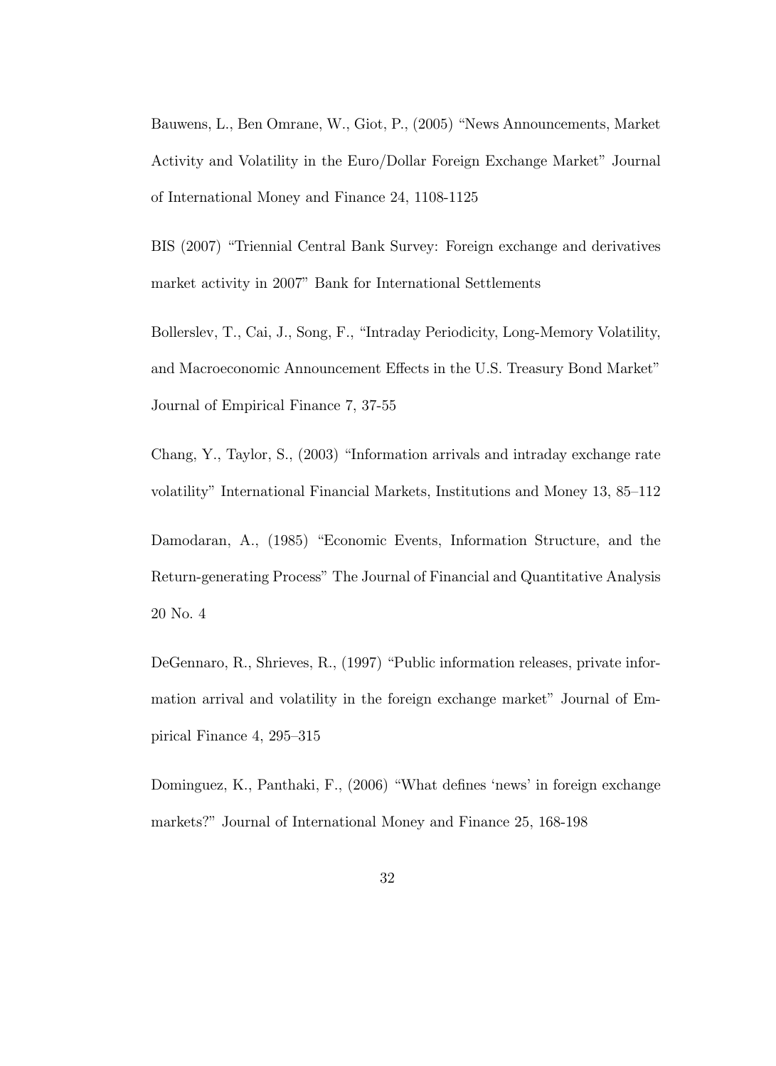Bauwens, L., Ben Omrane, W., Giot, P., (2005) "News Announcements, Market Activity and Volatility in the Euro/Dollar Foreign Exchange Market" Journal of International Money and Finance 24, 1108-1125

BIS (2007) "Triennial Central Bank Survey: Foreign exchange and derivatives market activity in 2007" Bank for International Settlements

Bollerslev, T., Cai, J., Song, F., "Intraday Periodicity, Long-Memory Volatility, and Macroeconomic Announcement Effects in the U.S. Treasury Bond Market" Journal of Empirical Finance 7, 37-55

Chang, Y., Taylor, S., (2003) "Information arrivals and intraday exchange rate volatility" International Financial Markets, Institutions and Money 13, 85–112

Damodaran, A., (1985) "Economic Events, Information Structure, and the Return-generating Process" The Journal of Financial and Quantitative Analysis 20 No. 4

DeGennaro, R., Shrieves, R., (1997) "Public information releases, private information arrival and volatility in the foreign exchange market" Journal of Empirical Finance 4, 295–315

Dominguez, K., Panthaki, F., (2006) "What defines 'news' in foreign exchange markets?" Journal of International Money and Finance 25, 168-198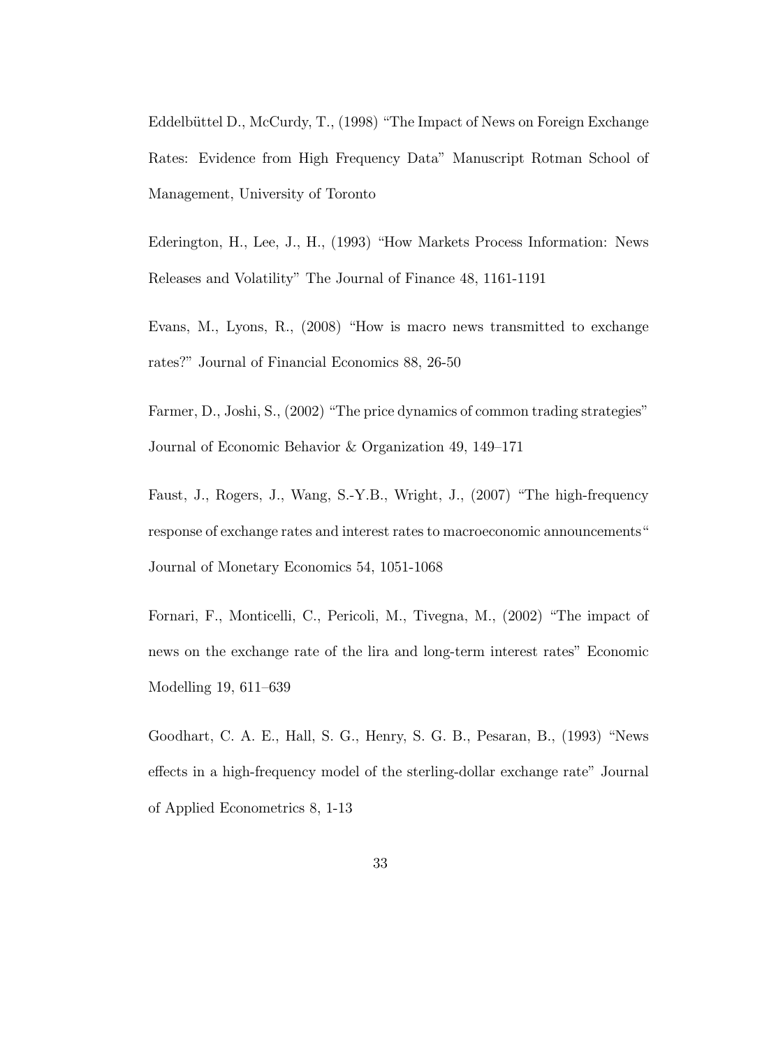Eddelbüttel D., McCurdy, T., (1998) "The Impact of News on Foreign Exchange Rates: Evidence from High Frequency Data" Manuscript Rotman School of Management, University of Toronto

Ederington, H., Lee, J., H., (1993) "How Markets Process Information: News Releases and Volatility" The Journal of Finance 48, 1161-1191

Evans, M., Lyons, R., (2008) "How is macro news transmitted to exchange rates?" Journal of Financial Economics 88, 26-50

Farmer, D., Joshi, S., (2002) "The price dynamics of common trading strategies" Journal of Economic Behavior & Organization 49, 149–171

Faust, J., Rogers, J., Wang, S.-Y.B., Wright, J., (2007) "The high-frequency response of exchange rates and interest rates to macroeconomic announcements" Journal of Monetary Economics 54, 1051-1068

Fornari, F., Monticelli, C., Pericoli, M., Tivegna, M., (2002) "The impact of news on the exchange rate of the lira and long-term interest rates" Economic Modelling 19, 611–639

Goodhart, C. A. E., Hall, S. G., Henry, S. G. B., Pesaran, B., (1993) "News effects in a high-frequency model of the sterling-dollar exchange rate" Journal of Applied Econometrics 8, 1-13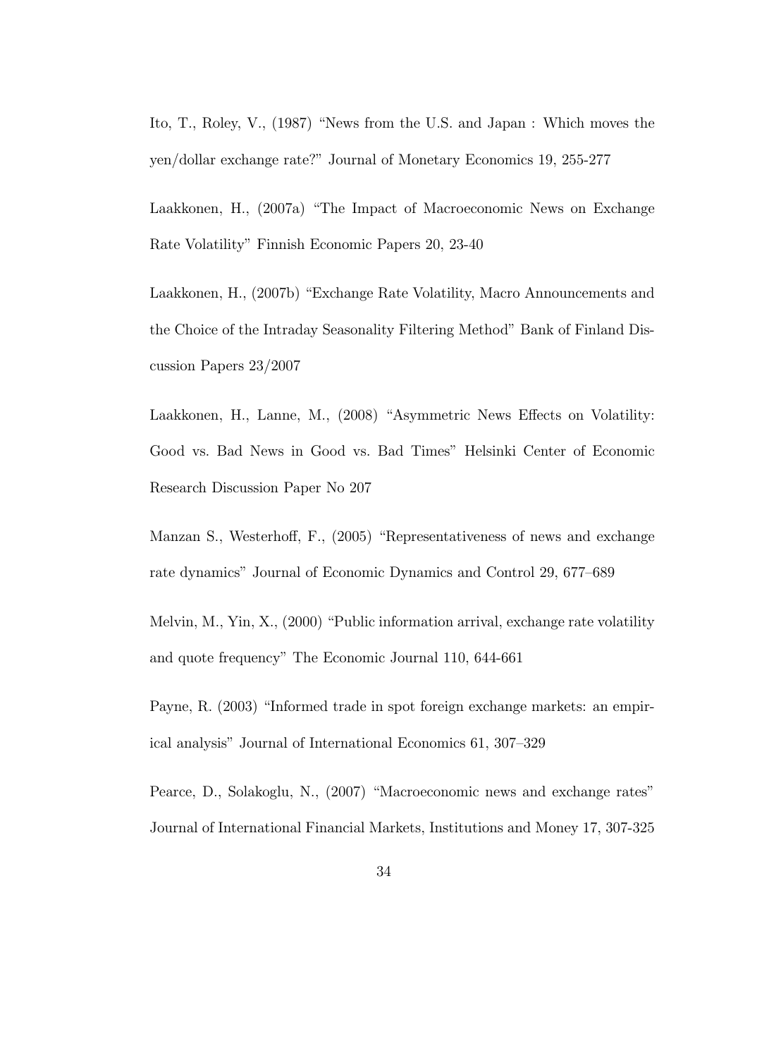Ito, T., Roley, V., (1987) "News from the U.S. and Japan : Which moves the yen/dollar exchange rate?" Journal of Monetary Economics 19, 255-277

Laakkonen, H., (2007a) "The Impact of Macroeconomic News on Exchange Rate Volatility" Finnish Economic Papers 20, 23-40

Laakkonen, H., (2007b) "Exchange Rate Volatility, Macro Announcements and the Choice of the Intraday Seasonality Filtering Method" Bank of Finland Discussion Papers 23/2007

Laakkonen, H., Lanne, M., (2008) "Asymmetric News Effects on Volatility: Good vs. Bad News in Good vs. Bad Times" Helsinki Center of Economic Research Discussion Paper No 207

Manzan S., Westerhoff, F., (2005) "Representativeness of news and exchange rate dynamics" Journal of Economic Dynamics and Control 29, 677–689

Melvin, M., Yin, X., (2000) "Public information arrival, exchange rate volatility and quote frequency" The Economic Journal 110, 644-661

Payne, R. (2003) "Informed trade in spot foreign exchange markets: an empirical analysis" Journal of International Economics 61, 307–329

Pearce, D., Solakoglu, N., (2007) "Macroeconomic news and exchange rates" Journal of International Financial Markets, Institutions and Money 17, 307-325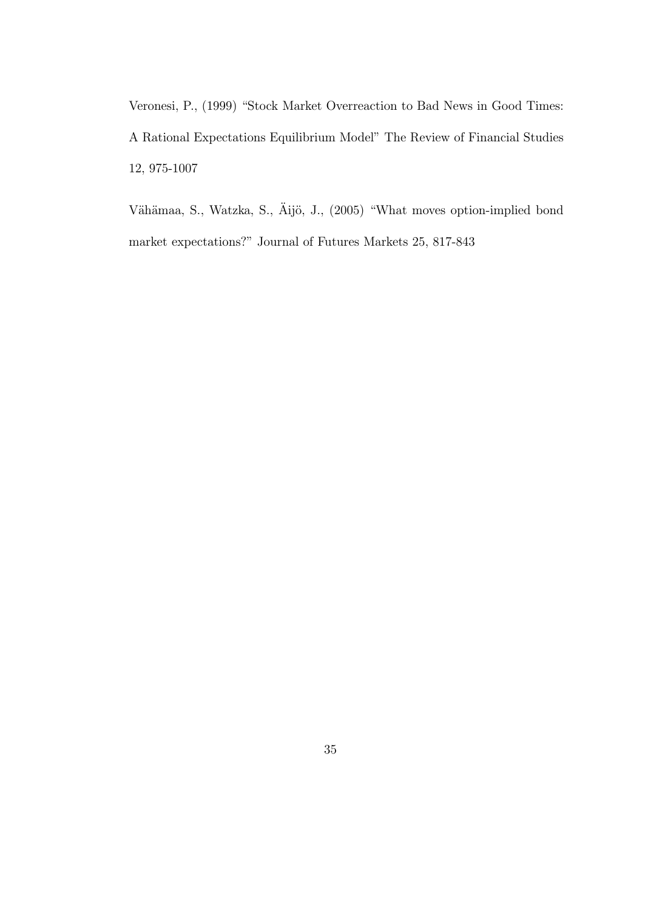Veronesi, P., (1999) "Stock Market Overreaction to Bad News in Good Times: A Rational Expectations Equilibrium Model" The Review of Financial Studies 12, 975-1007

Vähämaa, S., Watzka, S., Äijö, J., (2005) "What moves option-implied bond market expectations?" Journal of Futures Markets 25, 817-843